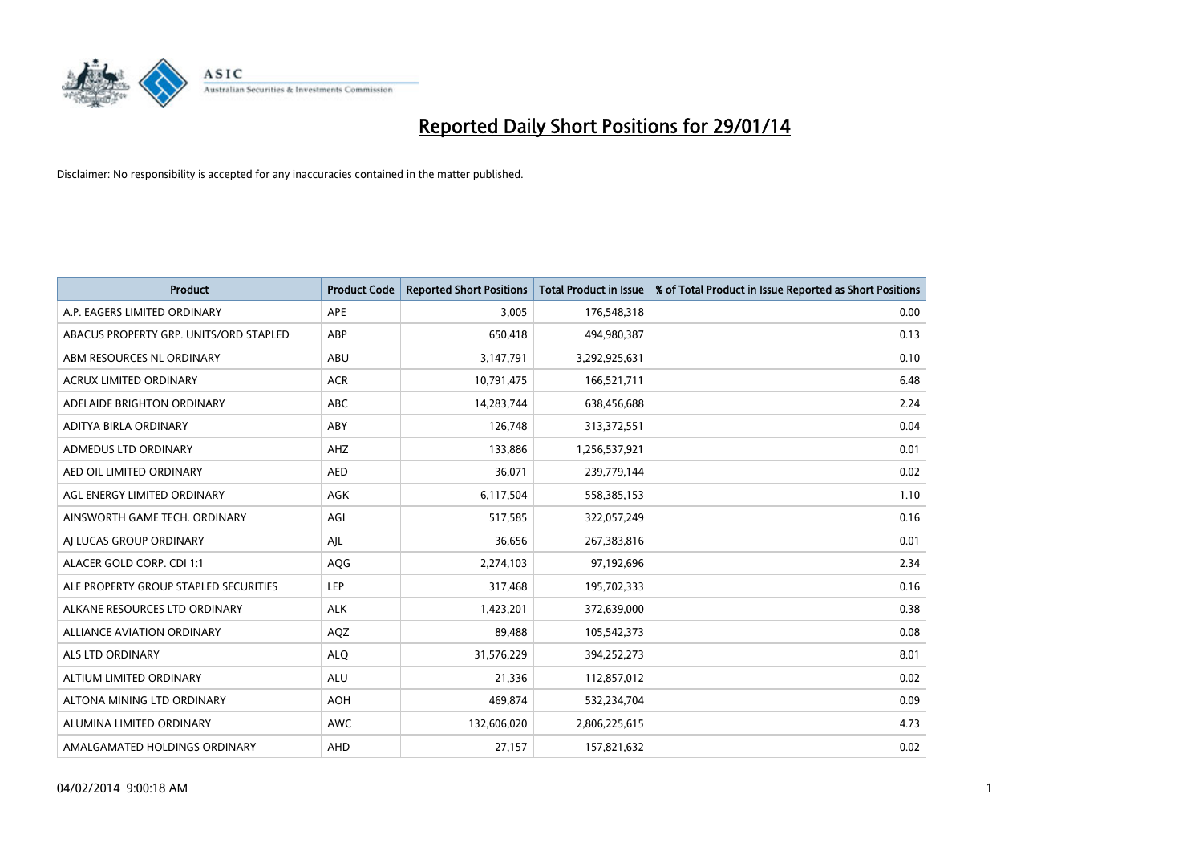# Reported Daily Short Positions for 29/01/14

Disclaimer: No responsibility is accepted for any inaccuracies contained in the matter published.

| Product | Product Code | Reported Short Positions | Total Product in Issue | % of Total Product in Issue Reported as Short Positions |
|---|---|---|---|---|
| A.P. EAGERS LIMITED ORDINARY | APE | 3,005 | 176,548,318 | 0.00 |
| ABACUS PROPERTY GRP. UNITS/ORD STAPLED | ABP | 650,418 | 494,980,387 | 0.13 |
| ABM RESOURCES NL ORDINARY | ABU | 3,147,791 | 3,292,925,631 | 0.10 |
| ACRUX LIMITED ORDINARY | ACR | 10,791,475 | 166,521,711 | 6.48 |
| ADELAIDE BRIGHTON ORDINARY | ABC | 14,283,744 | 638,456,688 | 2.24 |
| ADITYA BIRLA ORDINARY | ABY | 126,748 | 313,372,551 | 0.04 |
| ADMEDUS LTD ORDINARY | AHZ | 133,886 | 1,256,537,921 | 0.01 |
| AED OIL LIMITED ORDINARY | AED | 36,071 | 239,779,144 | 0.02 |
| AGL ENERGY LIMITED ORDINARY | AGK | 6,117,504 | 558,385,153 | 1.10 |
| AINSWORTH GAME TECH. ORDINARY | AGI | 517,585 | 322,057,249 | 0.16 |
| AJ LUCAS GROUP ORDINARY | AJL | 36,656 | 267,383,816 | 0.01 |
| ALACER GOLD CORP. CDI 1:1 | AQG | 2,274,103 | 97,192,696 | 2.34 |
| ALE PROPERTY GROUP STAPLED SECURITIES | LEP | 317,468 | 195,702,333 | 0.16 |
| ALKANE RESOURCES LTD ORDINARY | ALK | 1,423,201 | 372,639,000 | 0.38 |
| ALLIANCE AVIATION ORDINARY | AQZ | 89,488 | 105,542,373 | 0.08 |
| ALS LTD ORDINARY | ALQ | 31,576,229 | 394,252,273 | 8.01 |
| ALTIUM LIMITED ORDINARY | ALU | 21,336 | 112,857,012 | 0.02 |
| ALTONA MINING LTD ORDINARY | AOH | 469,874 | 532,234,704 | 0.09 |
| ALUMINA LIMITED ORDINARY | AWC | 132,606,020 | 2,806,225,615 | 4.73 |
| AMALGAMATED HOLDINGS ORDINARY | AHD | 27,157 | 157,821,632 | 0.02 |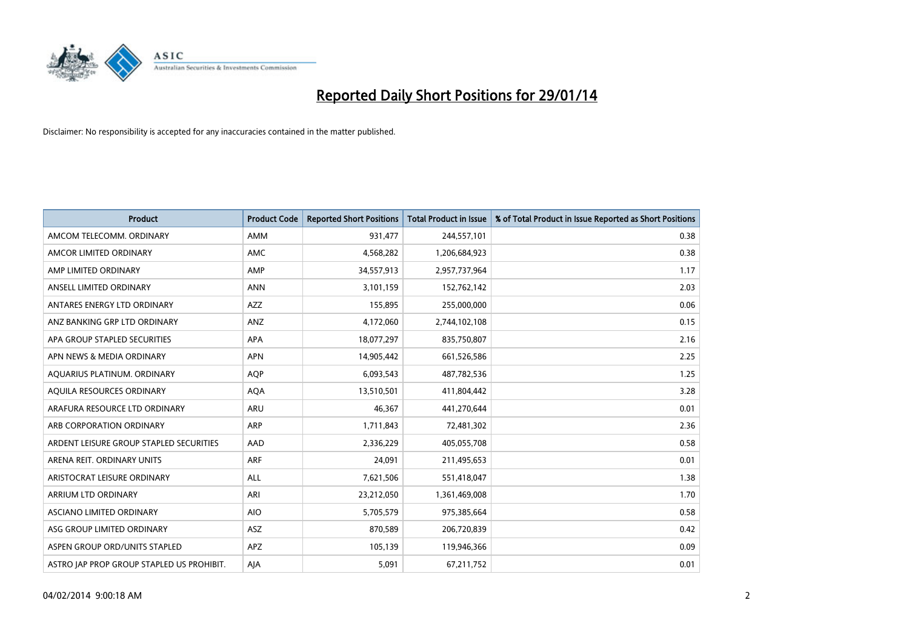# Reported Daily Short Positions for 29/01/14

Disclaimer: No responsibility is accepted for any inaccuracies contained in the matter published.

| Product | Product Code | Reported Short Positions | Total Product in Issue | % of Total Product in Issue Reported as Short Positions |
|---|---|---|---|---|
| AMCOM TELECOMM. ORDINARY | AMM | 931,477 | 244,557,101 | 0.38 |
| AMCOR LIMITED ORDINARY | AMC | 4,568,282 | 1,206,684,923 | 0.38 |
| AMP LIMITED ORDINARY | AMP | 34,557,913 | 2,957,737,964 | 1.17 |
| ANSELL LIMITED ORDINARY | ANN | 3,101,159 | 152,762,142 | 2.03 |
| ANTARES ENERGY LTD ORDINARY | AZZ | 155,895 | 255,000,000 | 0.06 |
| ANZ BANKING GRP LTD ORDINARY | ANZ | 4,172,060 | 2,744,102,108 | 0.15 |
| APA GROUP STAPLED SECURITIES | APA | 18,077,297 | 835,750,807 | 2.16 |
| APN NEWS & MEDIA ORDINARY | APN | 14,905,442 | 661,526,586 | 2.25 |
| AQUARIUS PLATINUM. ORDINARY | AQP | 6,093,543 | 487,782,536 | 1.25 |
| AQUILA RESOURCES ORDINARY | AQA | 13,510,501 | 411,804,442 | 3.28 |
| ARAFURA RESOURCE LTD ORDINARY | ARU | 46,367 | 441,270,644 | 0.01 |
| ARB CORPORATION ORDINARY | ARP | 1,711,843 | 72,481,302 | 2.36 |
| ARDENT LEISURE GROUP STAPLED SECURITIES | AAD | 2,336,229 | 405,055,708 | 0.58 |
| ARENA REIT. ORDINARY UNITS | ARF | 24,091 | 211,495,653 | 0.01 |
| ARISTOCRAT LEISURE ORDINARY | ALL | 7,621,506 | 551,418,047 | 1.38 |
| ARRIUM LTD ORDINARY | ARI | 23,212,050 | 1,361,469,008 | 1.70 |
| ASCIANO LIMITED ORDINARY | AIO | 5,705,579 | 975,385,664 | 0.58 |
| ASG GROUP LIMITED ORDINARY | ASZ | 870,589 | 206,720,839 | 0.42 |
| ASPEN GROUP ORD/UNITS STAPLED | APZ | 105,139 | 119,946,366 | 0.09 |
| ASTRO JAP PROP GROUP STAPLED US PROHIBIT. | AJA | 5,091 | 67,211,752 | 0.01 |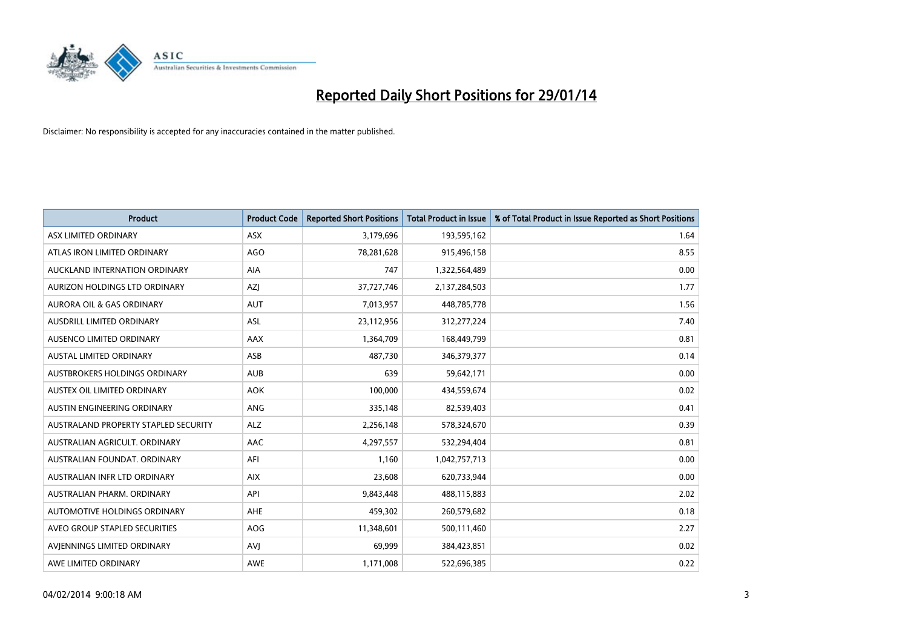# Reported Daily Short Positions for 29/01/14

Disclaimer: No responsibility is accepted for any inaccuracies contained in the matter published.

| Product | Product Code | Reported Short Positions | Total Product in Issue | % of Total Product in Issue Reported as Short Positions |
|---|---|---|---|---|
| ASX LIMITED ORDINARY | ASX | 3,179,696 | 193,595,162 | 1.64 |
| ATLAS IRON LIMITED ORDINARY | AGO | 78,281,628 | 915,496,158 | 8.55 |
| AUCKLAND INTERNATION ORDINARY | AIA | 747 | 1,322,564,489 | 0.00 |
| AURIZON HOLDINGS LTD ORDINARY | AZJ | 37,727,746 | 2,137,284,503 | 1.77 |
| AURORA OIL & GAS ORDINARY | AUT | 7,013,957 | 448,785,778 | 1.56 |
| AUSDRILL LIMITED ORDINARY | ASL | 23,112,956 | 312,277,224 | 7.40 |
| AUSENCO LIMITED ORDINARY | AAX | 1,364,709 | 168,449,799 | 0.81 |
| AUSTAL LIMITED ORDINARY | ASB | 487,730 | 346,379,377 | 0.14 |
| AUSTBROKERS HOLDINGS ORDINARY | AUB | 639 | 59,642,171 | 0.00 |
| AUSTEX OIL LIMITED ORDINARY | AOK | 100,000 | 434,559,674 | 0.02 |
| AUSTIN ENGINEERING ORDINARY | ANG | 335,148 | 82,539,403 | 0.41 |
| AUSTRALAND PROPERTY STAPLED SECURITY | ALZ | 2,256,148 | 578,324,670 | 0.39 |
| AUSTRALIAN AGRICULT. ORDINARY | AAC | 4,297,557 | 532,294,404 | 0.81 |
| AUSTRALIAN FOUNDAT. ORDINARY | AFI | 1,160 | 1,042,757,713 | 0.00 |
| AUSTRALIAN INFR LTD ORDINARY | AIX | 23,608 | 620,733,944 | 0.00 |
| AUSTRALIAN PHARM. ORDINARY | API | 9,843,448 | 488,115,883 | 2.02 |
| AUTOMOTIVE HOLDINGS ORDINARY | AHE | 459,302 | 260,579,682 | 0.18 |
| AVEO GROUP STAPLED SECURITIES | AOG | 11,348,601 | 500,111,460 | 2.27 |
| AVJENNINGS LIMITED ORDINARY | AVJ | 69,999 | 384,423,851 | 0.02 |
| AWE LIMITED ORDINARY | AWE | 1,171,008 | 522,696,385 | 0.22 |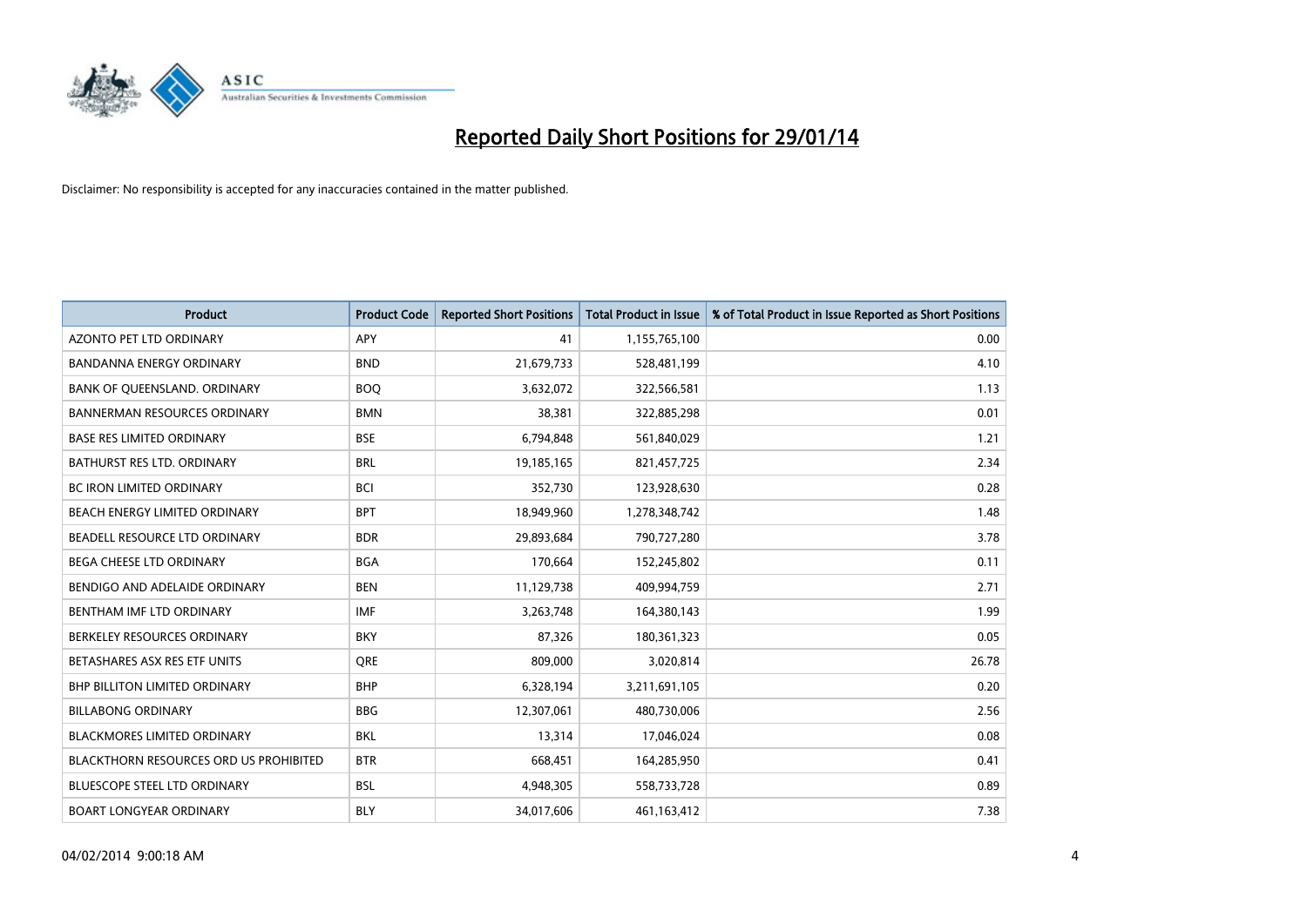# Reported Daily Short Positions for 29/01/14

Disclaimer: No responsibility is accepted for any inaccuracies contained in the matter published.

| Product | Product Code | Reported Short Positions | Total Product in Issue | % of Total Product in Issue Reported as Short Positions |
|---|---|---|---|---|
| AZONTO PET LTD ORDINARY | APY | 41 | 1,155,765,100 | 0.00 |
| BANDANNA ENERGY ORDINARY | BND | 21,679,733 | 528,481,199 | 4.10 |
| BANK OF QUEENSLAND. ORDINARY | BOQ | 3,632,072 | 322,566,581 | 1.13 |
| BANNERMAN RESOURCES ORDINARY | BMN | 38,381 | 322,885,298 | 0.01 |
| BASE RES LIMITED ORDINARY | BSE | 6,794,848 | 561,840,029 | 1.21 |
| BATHURST RES LTD. ORDINARY | BRL | 19,185,165 | 821,457,725 | 2.34 |
| BC IRON LIMITED ORDINARY | BCI | 352,730 | 123,928,630 | 0.28 |
| BEACH ENERGY LIMITED ORDINARY | BPT | 18,949,960 | 1,278,348,742 | 1.48 |
| BEADELL RESOURCE LTD ORDINARY | BDR | 29,893,684 | 790,727,280 | 3.78 |
| BEGA CHEESE LTD ORDINARY | BGA | 170,664 | 152,245,802 | 0.11 |
| BENDIGO AND ADELAIDE ORDINARY | BEN | 11,129,738 | 409,994,759 | 2.71 |
| BENTHAM IMF LTD ORDINARY | IMF | 3,263,748 | 164,380,143 | 1.99 |
| BERKELEY RESOURCES ORDINARY | BKY | 87,326 | 180,361,323 | 0.05 |
| BETASHARES ASX RES ETF UNITS | QRE | 809,000 | 3,020,814 | 26.78 |
| BHP BILLITON LIMITED ORDINARY | BHP | 6,328,194 | 3,211,691,105 | 0.20 |
| BILLABONG ORDINARY | BBG | 12,307,061 | 480,730,006 | 2.56 |
| BLACKMORES LIMITED ORDINARY | BKL | 13,314 | 17,046,024 | 0.08 |
| BLACKTHORN RESOURCES ORD US PROHIBITED | BTR | 668,451 | 164,285,950 | 0.41 |
| BLUESCOPE STEEL LTD ORDINARY | BSL | 4,948,305 | 558,733,728 | 0.89 |
| BOART LONGYEAR ORDINARY | BLY | 34,017,606 | 461,163,412 | 7.38 |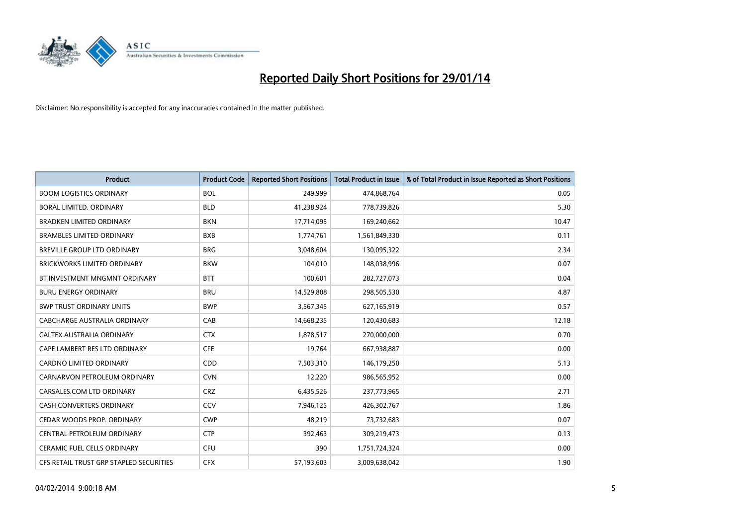# Reported Daily Short Positions for 29/01/14

Disclaimer: No responsibility is accepted for any inaccuracies contained in the matter published.

| Product | Product Code | Reported Short Positions | Total Product in Issue | % of Total Product in Issue Reported as Short Positions |
|---|---|---|---|---|
| BOOM LOGISTICS ORDINARY | BOL | 249,999 | 474,868,764 | 0.05 |
| BORAL LIMITED. ORDINARY | BLD | 41,238,924 | 778,739,826 | 5.30 |
| BRADKEN LIMITED ORDINARY | BKN | 17,714,095 | 169,240,662 | 10.47 |
| BRAMBLES LIMITED ORDINARY | BXB | 1,774,761 | 1,561,849,330 | 0.11 |
| BREVILLE GROUP LTD ORDINARY | BRG | 3,048,604 | 130,095,322 | 2.34 |
| BRICKWORKS LIMITED ORDINARY | BKW | 104,010 | 148,038,996 | 0.07 |
| BT INVESTMENT MNGMNT ORDINARY | BTT | 100,601 | 282,727,073 | 0.04 |
| BURU ENERGY ORDINARY | BRU | 14,529,808 | 298,505,530 | 4.87 |
| BWP TRUST ORDINARY UNITS | BWP | 3,567,345 | 627,165,919 | 0.57 |
| CABCHARGE AUSTRALIA ORDINARY | CAB | 14,668,235 | 120,430,683 | 12.18 |
| CALTEX AUSTRALIA ORDINARY | CTX | 1,878,517 | 270,000,000 | 0.70 |
| CAPE LAMBERT RES LTD ORDINARY | CFE | 19,764 | 667,938,887 | 0.00 |
| CARDNO LIMITED ORDINARY | CDD | 7,503,310 | 146,179,250 | 5.13 |
| CARNARVON PETROLEUM ORDINARY | CVN | 12,220 | 986,565,952 | 0.00 |
| CARSALES.COM LTD ORDINARY | CRZ | 6,435,526 | 237,773,965 | 2.71 |
| CASH CONVERTERS ORDINARY | CCV | 7,946,125 | 426,302,767 | 1.86 |
| CEDAR WOODS PROP. ORDINARY | CWP | 48,219 | 73,732,683 | 0.07 |
| CENTRAL PETROLEUM ORDINARY | CTP | 392,463 | 309,219,473 | 0.13 |
| CERAMIC FUEL CELLS ORDINARY | CFU | 390 | 1,751,724,324 | 0.00 |
| CFS RETAIL TRUST GRP STAPLED SECURITIES | CFX | 57,193,603 | 3,009,638,042 | 1.90 |

04/02/2014 9:00:18 AM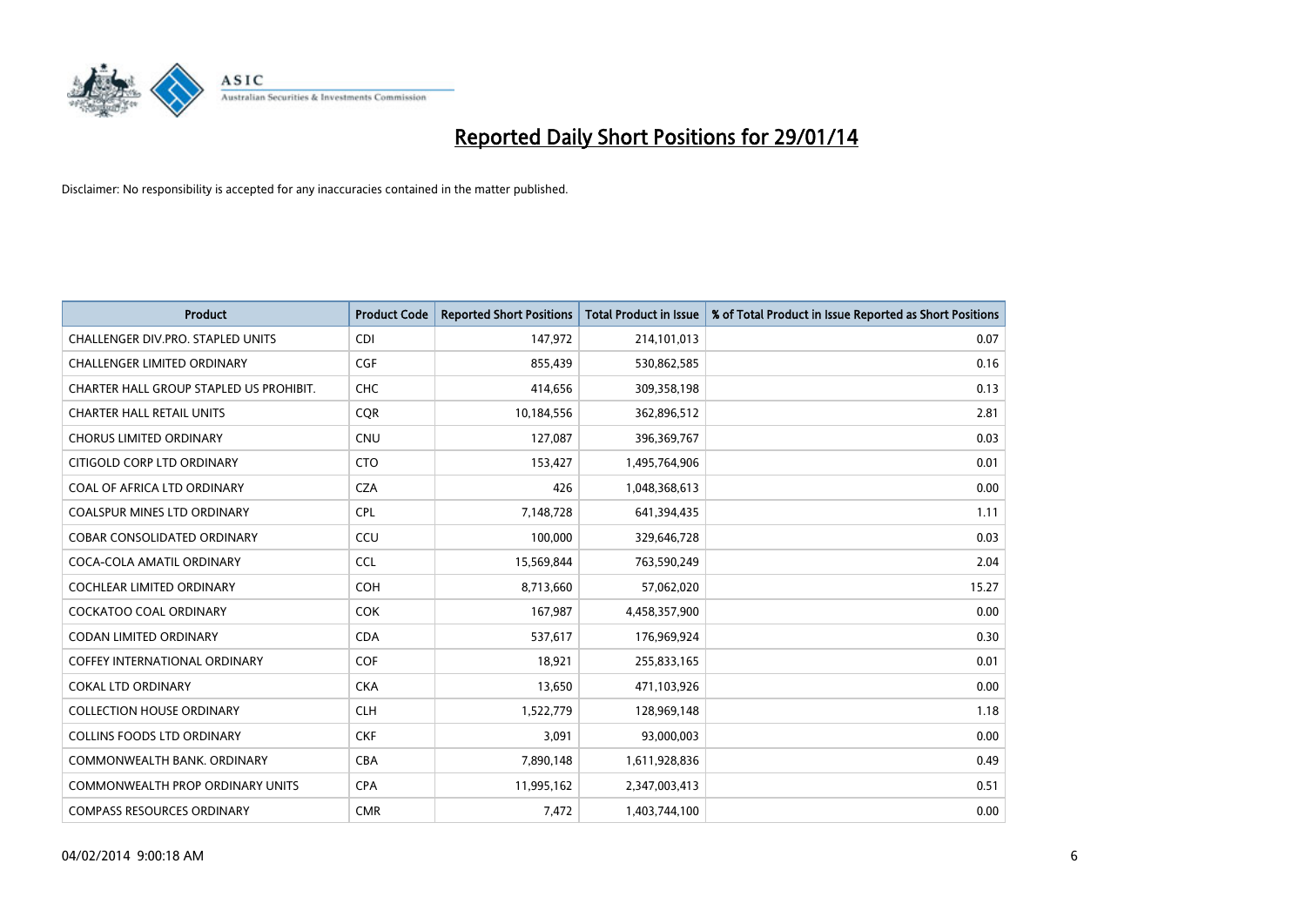# Reported Daily Short Positions for 29/01/14

Disclaimer: No responsibility is accepted for any inaccuracies contained in the matter published.

| Product | Product Code | Reported Short Positions | Total Product in Issue | % of Total Product in Issue Reported as Short Positions |
|---|---|---|---|---|
| CHALLENGER DIV.PRO. STAPLED UNITS | CDI | 147,972 | 214,101,013 | 0.07 |
| CHALLENGER LIMITED ORDINARY | CGF | 855,439 | 530,862,585 | 0.16 |
| CHARTER HALL GROUP STAPLED US PROHIBIT. | CHC | 414,656 | 309,358,198 | 0.13 |
| CHARTER HALL RETAIL UNITS | CQR | 10,184,556 | 362,896,512 | 2.81 |
| CHORUS LIMITED ORDINARY | CNU | 127,087 | 396,369,767 | 0.03 |
| CITIGOLD CORP LTD ORDINARY | CTO | 153,427 | 1,495,764,906 | 0.01 |
| COAL OF AFRICA LTD ORDINARY | CZA | 426 | 1,048,368,613 | 0.00 |
| COALSPUR MINES LTD ORDINARY | CPL | 7,148,728 | 641,394,435 | 1.11 |
| COBAR CONSOLIDATED ORDINARY | CCU | 100,000 | 329,646,728 | 0.03 |
| COCA-COLA AMATIL ORDINARY | CCL | 15,569,844 | 763,590,249 | 2.04 |
| COCHLEAR LIMITED ORDINARY | COH | 8,713,660 | 57,062,020 | 15.27 |
| COCKATOO COAL ORDINARY | COK | 167,987 | 4,458,357,900 | 0.00 |
| CODAN LIMITED ORDINARY | CDA | 537,617 | 176,969,924 | 0.30 |
| COFFEY INTERNATIONAL ORDINARY | COF | 18,921 | 255,833,165 | 0.01 |
| COKAL LTD ORDINARY | CKA | 13,650 | 471,103,926 | 0.00 |
| COLLECTION HOUSE ORDINARY | CLH | 1,522,779 | 128,969,148 | 1.18 |
| COLLINS FOODS LTD ORDINARY | CKF | 3,091 | 93,000,003 | 0.00 |
| COMMONWEALTH BANK. ORDINARY | CBA | 7,890,148 | 1,611,928,836 | 0.49 |
| COMMONWEALTH PROP ORDINARY UNITS | CPA | 11,995,162 | 2,347,003,413 | 0.51 |
| COMPASS RESOURCES ORDINARY | CMR | 7,472 | 1,403,744,100 | 0.00 |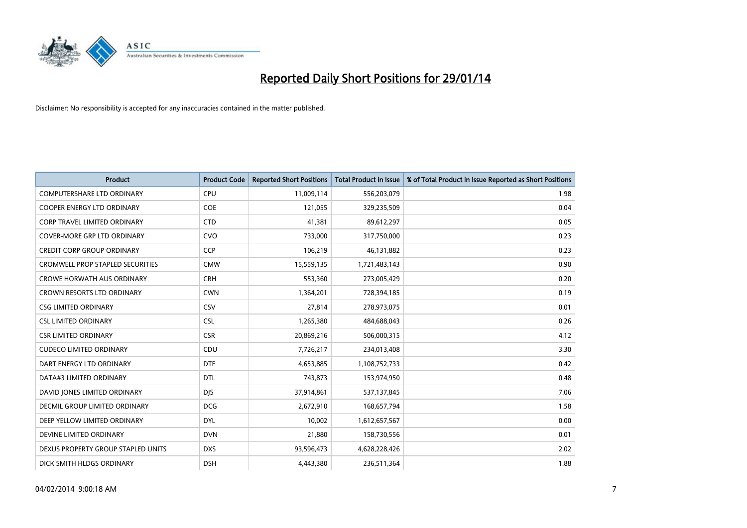# Reported Daily Short Positions for 29/01/14

Disclaimer: No responsibility is accepted for any inaccuracies contained in the matter published.

| Product | Product Code | Reported Short Positions | Total Product in Issue | % of Total Product in Issue Reported as Short Positions |
|---|---|---|---|---|
| COMPUTERSHARE LTD ORDINARY | CPU | 11,009,114 | 556,203,079 | 1.98 |
| COOPER ENERGY LTD ORDINARY | COE | 121,055 | 329,235,509 | 0.04 |
| CORP TRAVEL LIMITED ORDINARY | CTD | 41,381 | 89,612,297 | 0.05 |
| COVER-MORE GRP LTD ORDINARY | CVO | 733,000 | 317,750,000 | 0.23 |
| CREDIT CORP GROUP ORDINARY | CCP | 106,219 | 46,131,882 | 0.23 |
| CROMWELL PROP STAPLED SECURITIES | CMW | 15,559,135 | 1,721,483,143 | 0.90 |
| CROWE HORWATH AUS ORDINARY | CRH | 553,360 | 273,005,429 | 0.20 |
| CROWN RESORTS LTD ORDINARY | CWN | 1,364,201 | 728,394,185 | 0.19 |
| CSG LIMITED ORDINARY | CSV | 27,814 | 278,973,075 | 0.01 |
| CSL LIMITED ORDINARY | CSL | 1,265,380 | 484,688,043 | 0.26 |
| CSR LIMITED ORDINARY | CSR | 20,869,216 | 506,000,315 | 4.12 |
| CUDECO LIMITED ORDINARY | CDU | 7,726,217 | 234,013,408 | 3.30 |
| DART ENERGY LTD ORDINARY | DTE | 4,653,885 | 1,108,752,733 | 0.42 |
| DATA#3 LIMITED ORDINARY | DTL | 743,873 | 153,974,950 | 0.48 |
| DAVID JONES LIMITED ORDINARY | DJS | 37,914,861 | 537,137,845 | 7.06 |
| DECMIL GROUP LIMITED ORDINARY | DCG | 2,672,910 | 168,657,794 | 1.58 |
| DEEP YELLOW LIMITED ORDINARY | DYL | 10,002 | 1,612,657,567 | 0.00 |
| DEVINE LIMITED ORDINARY | DVN | 21,880 | 158,730,556 | 0.01 |
| DEXUS PROPERTY GROUP STAPLED UNITS | DXS | 93,596,473 | 4,628,228,426 | 2.02 |
| DICK SMITH HLDGS ORDINARY | DSH | 4,443,380 | 236,511,364 | 1.88 |

04/02/2014 9:00:18 AM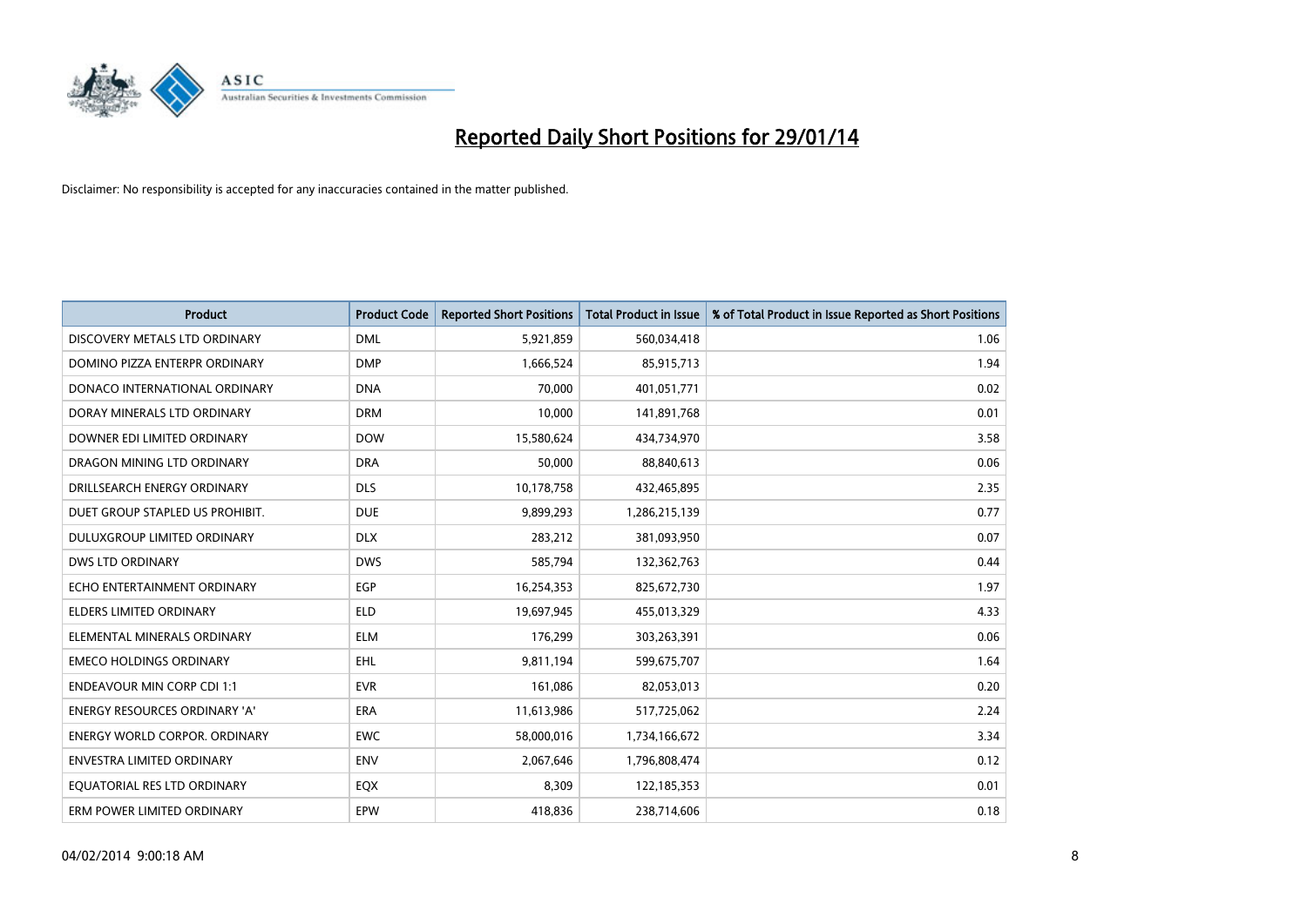# Reported Daily Short Positions for 29/01/14

Disclaimer: No responsibility is accepted for any inaccuracies contained in the matter published.

| Product | Product Code | Reported Short Positions | Total Product in Issue | % of Total Product in Issue Reported as Short Positions |
|---|---|---|---|---|
| DISCOVERY METALS LTD ORDINARY | DML | 5,921,859 | 560,034,418 | 1.06 |
| DOMINO PIZZA ENTERPR ORDINARY | DMP | 1,666,524 | 85,915,713 | 1.94 |
| DONACO INTERNATIONAL ORDINARY | DNA | 70,000 | 401,051,771 | 0.02 |
| DORAY MINERALS LTD ORDINARY | DRM | 10,000 | 141,891,768 | 0.01 |
| DOWNER EDI LIMITED ORDINARY | DOW | 15,580,624 | 434,734,970 | 3.58 |
| DRAGON MINING LTD ORDINARY | DRA | 50,000 | 88,840,613 | 0.06 |
| DRILLSEARCH ENERGY ORDINARY | DLS | 10,178,758 | 432,465,895 | 2.35 |
| DUET GROUP STAPLED US PROHIBIT. | DUE | 9,899,293 | 1,286,215,139 | 0.77 |
| DULUXGROUP LIMITED ORDINARY | DLX | 283,212 | 381,093,950 | 0.07 |
| DWS LTD ORDINARY | DWS | 585,794 | 132,362,763 | 0.44 |
| ECHO ENTERTAINMENT ORDINARY | EGP | 16,254,353 | 825,672,730 | 1.97 |
| ELDERS LIMITED ORDINARY | ELD | 19,697,945 | 455,013,329 | 4.33 |
| ELEMENTAL MINERALS ORDINARY | ELM | 176,299 | 303,263,391 | 0.06 |
| EMECO HOLDINGS ORDINARY | EHL | 9,811,194 | 599,675,707 | 1.64 |
| ENDEAVOUR MIN CORP CDI 1:1 | EVR | 161,086 | 82,053,013 | 0.20 |
| ENERGY RESOURCES ORDINARY 'A' | ERA | 11,613,986 | 517,725,062 | 2.24 |
| ENERGY WORLD CORPOR. ORDINARY | EWC | 58,000,016 | 1,734,166,672 | 3.34 |
| ENVESTRA LIMITED ORDINARY | ENV | 2,067,646 | 1,796,808,474 | 0.12 |
| EQUATORIAL RES LTD ORDINARY | EQX | 8,309 | 122,185,353 | 0.01 |
| ERM POWER LIMITED ORDINARY | EPW | 418,836 | 238,714,606 | 0.18 |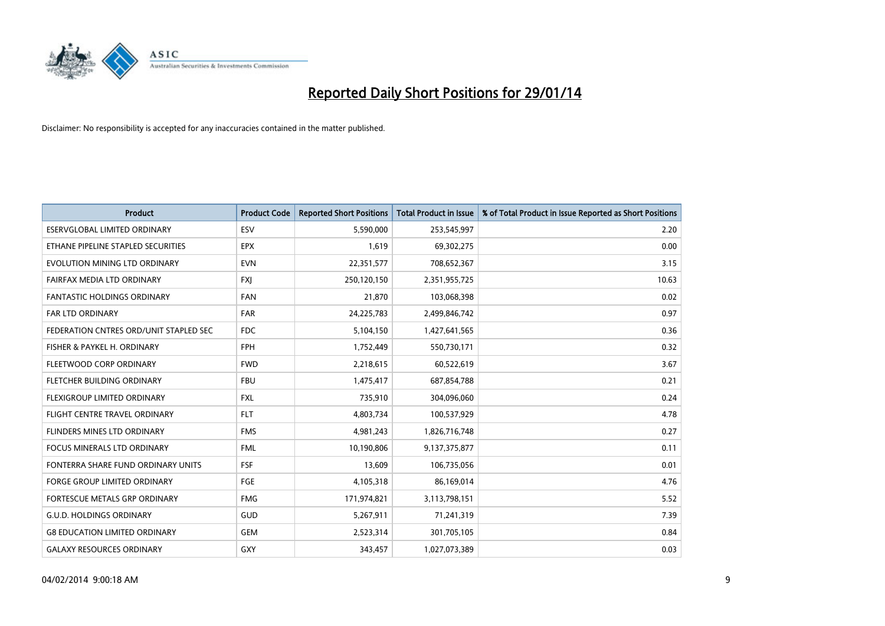# Reported Daily Short Positions for 29/01/14

Disclaimer: No responsibility is accepted for any inaccuracies contained in the matter published.

| Product | Product Code | Reported Short Positions | Total Product in Issue | % of Total Product in Issue Reported as Short Positions |
|---|---|---|---|---|
| ESERVGLOBAL LIMITED ORDINARY | ESV | 5,590,000 | 253,545,997 | 2.20 |
| ETHANE PIPELINE STAPLED SECURITIES | EPX | 1,619 | 69,302,275 | 0.00 |
| EVOLUTION MINING LTD ORDINARY | EVN | 22,351,577 | 708,652,367 | 3.15 |
| FAIRFAX MEDIA LTD ORDINARY | FXJ | 250,120,150 | 2,351,955,725 | 10.63 |
| FANTASTIC HOLDINGS ORDINARY | FAN | 21,870 | 103,068,398 | 0.02 |
| FAR LTD ORDINARY | FAR | 24,225,783 | 2,499,846,742 | 0.97 |
| FEDERATION CNTRES ORD/UNIT STAPLED SEC | FDC | 5,104,150 | 1,427,641,565 | 0.36 |
| FISHER & PAYKEL H. ORDINARY | FPH | 1,752,449 | 550,730,171 | 0.32 |
| FLEETWOOD CORP ORDINARY | FWD | 2,218,615 | 60,522,619 | 3.67 |
| FLETCHER BUILDING ORDINARY | FBU | 1,475,417 | 687,854,788 | 0.21 |
| FLEXIGROUP LIMITED ORDINARY | FXL | 735,910 | 304,096,060 | 0.24 |
| FLIGHT CENTRE TRAVEL ORDINARY | FLT | 4,803,734 | 100,537,929 | 4.78 |
| FLINDERS MINES LTD ORDINARY | FMS | 4,981,243 | 1,826,716,748 | 0.27 |
| FOCUS MINERALS LTD ORDINARY | FML | 10,190,806 | 9,137,375,877 | 0.11 |
| FONTERRA SHARE FUND ORDINARY UNITS | FSF | 13,609 | 106,735,056 | 0.01 |
| FORGE GROUP LIMITED ORDINARY | FGE | 4,105,318 | 86,169,014 | 4.76 |
| FORTESCUE METALS GRP ORDINARY | FMG | 171,974,821 | 3,113,798,151 | 5.52 |
| G.U.D. HOLDINGS ORDINARY | GUD | 5,267,911 | 71,241,319 | 7.39 |
| G8 EDUCATION LIMITED ORDINARY | GEM | 2,523,314 | 301,705,105 | 0.84 |
| GALAXY RESOURCES ORDINARY | GXY | 343,457 | 1,027,073,389 | 0.03 |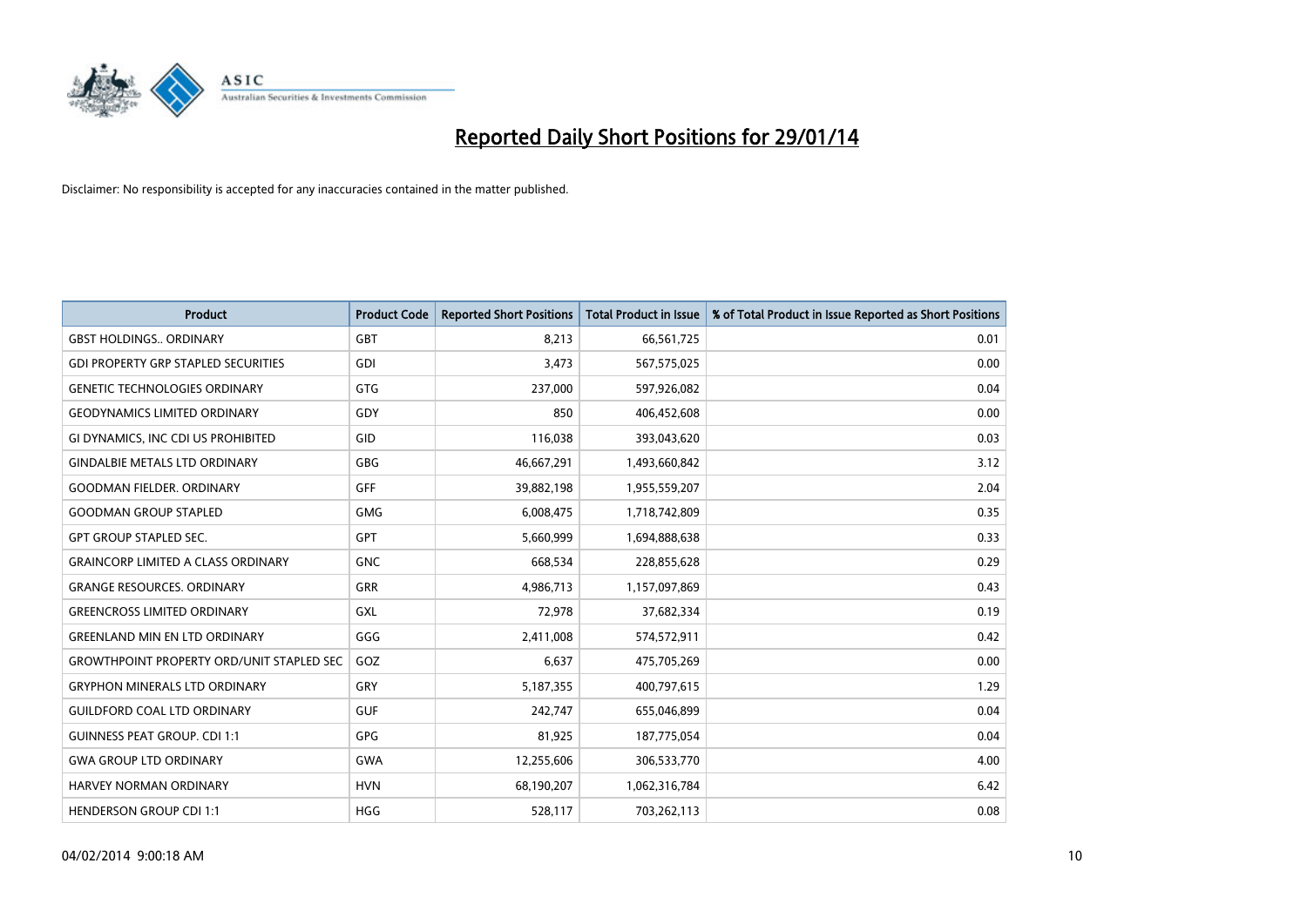# Reported Daily Short Positions for 29/01/14

Disclaimer: No responsibility is accepted for any inaccuracies contained in the matter published.

| Product | Product Code | Reported Short Positions | Total Product in Issue | % of Total Product in Issue Reported as Short Positions |
|---|---|---|---|---|
| GBST HOLDINGS.. ORDINARY | GBT | 8,213 | 66,561,725 | 0.01 |
| GDI PROPERTY GRP STAPLED SECURITIES | GDI | 3,473 | 567,575,025 | 0.00 |
| GENETIC TECHNOLOGIES ORDINARY | GTG | 237,000 | 597,926,082 | 0.04 |
| GEODYNAMICS LIMITED ORDINARY | GDY | 850 | 406,452,608 | 0.00 |
| GI DYNAMICS, INC CDI US PROHIBITED | GID | 116,038 | 393,043,620 | 0.03 |
| GINDALBIE METALS LTD ORDINARY | GBG | 46,667,291 | 1,493,660,842 | 3.12 |
| GOODMAN FIELDER. ORDINARY | GFF | 39,882,198 | 1,955,559,207 | 2.04 |
| GOODMAN GROUP STAPLED | GMG | 6,008,475 | 1,718,742,809 | 0.35 |
| GPT GROUP STAPLED SEC. | GPT | 5,660,999 | 1,694,888,638 | 0.33 |
| GRAINCORP LIMITED A CLASS ORDINARY | GNC | 668,534 | 228,855,628 | 0.29 |
| GRANGE RESOURCES. ORDINARY | GRR | 4,986,713 | 1,157,097,869 | 0.43 |
| GREENCROSS LIMITED ORDINARY | GXL | 72,978 | 37,682,334 | 0.19 |
| GREENLAND MIN EN LTD ORDINARY | GGG | 2,411,008 | 574,572,911 | 0.42 |
| GROWTHPOINT PROPERTY ORD/UNIT STAPLED SEC | GOZ | 6,637 | 475,705,269 | 0.00 |
| GRYPHON MINERALS LTD ORDINARY | GRY | 5,187,355 | 400,797,615 | 1.29 |
| GUILDFORD COAL LTD ORDINARY | GUF | 242,747 | 655,046,899 | 0.04 |
| GUINNESS PEAT GROUP. CDI 1:1 | GPG | 81,925 | 187,775,054 | 0.04 |
| GWA GROUP LTD ORDINARY | GWA | 12,255,606 | 306,533,770 | 4.00 |
| HARVEY NORMAN ORDINARY | HVN | 68,190,207 | 1,062,316,784 | 6.42 |
| HENDERSON GROUP CDI 1:1 | HGG | 528,117 | 703,262,113 | 0.08 |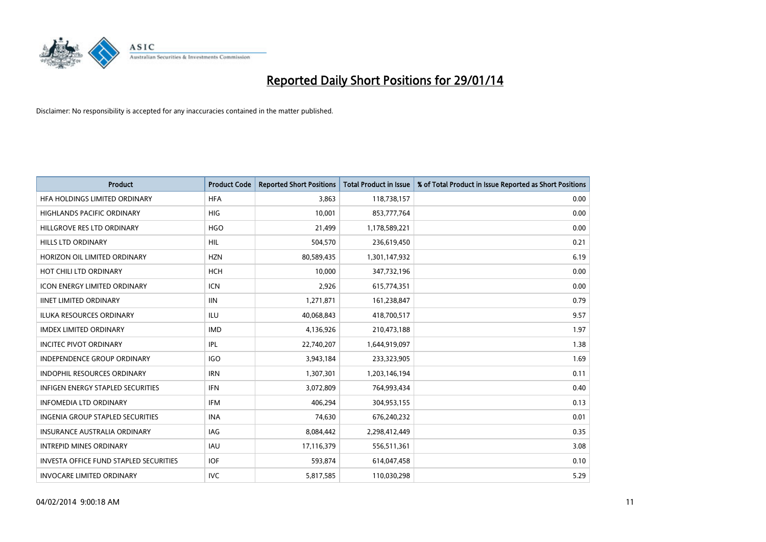# Reported Daily Short Positions for 29/01/14

Disclaimer: No responsibility is accepted for any inaccuracies contained in the matter published.

| Product | Product Code | Reported Short Positions | Total Product in Issue | % of Total Product in Issue Reported as Short Positions |
|---|---|---|---|---|
| HFA HOLDINGS LIMITED ORDINARY | HFA | 3,863 | 118,738,157 | 0.00 |
| HIGHLANDS PACIFIC ORDINARY | HIG | 10,001 | 853,777,764 | 0.00 |
| HILLGROVE RES LTD ORDINARY | HGO | 21,499 | 1,178,589,221 | 0.00 |
| HILLS LTD ORDINARY | HIL | 504,570 | 236,619,450 | 0.21 |
| HORIZON OIL LIMITED ORDINARY | HZN | 80,589,435 | 1,301,147,932 | 6.19 |
| HOT CHILI LTD ORDINARY | HCH | 10,000 | 347,732,196 | 0.00 |
| ICON ENERGY LIMITED ORDINARY | ICN | 2,926 | 615,774,351 | 0.00 |
| IINET LIMITED ORDINARY | IIN | 1,271,871 | 161,238,847 | 0.79 |
| ILUKA RESOURCES ORDINARY | ILU | 40,068,843 | 418,700,517 | 9.57 |
| IMDEX LIMITED ORDINARY | IMD | 4,136,926 | 210,473,188 | 1.97 |
| INCITEC PIVOT ORDINARY | IPL | 22,740,207 | 1,644,919,097 | 1.38 |
| INDEPENDENCE GROUP ORDINARY | IGO | 3,943,184 | 233,323,905 | 1.69 |
| INDOPHIL RESOURCES ORDINARY | IRN | 1,307,301 | 1,203,146,194 | 0.11 |
| INFIGEN ENERGY STAPLED SECURITIES | IFN | 3,072,809 | 764,993,434 | 0.40 |
| INFOMEDIA LTD ORDINARY | IFM | 406,294 | 304,953,155 | 0.13 |
| INGENIA GROUP STAPLED SECURITIES | INA | 74,630 | 676,240,232 | 0.01 |
| INSURANCE AUSTRALIA ORDINARY | IAG | 8,084,442 | 2,298,412,449 | 0.35 |
| INTREPID MINES ORDINARY | IAU | 17,116,379 | 556,511,361 | 3.08 |
| INVESTA OFFICE FUND STAPLED SECURITIES | IOF | 593,874 | 614,047,458 | 0.10 |
| INVOCARE LIMITED ORDINARY | IVC | 5,817,585 | 110,030,298 | 5.29 |

04/02/2014 9:00:18 AM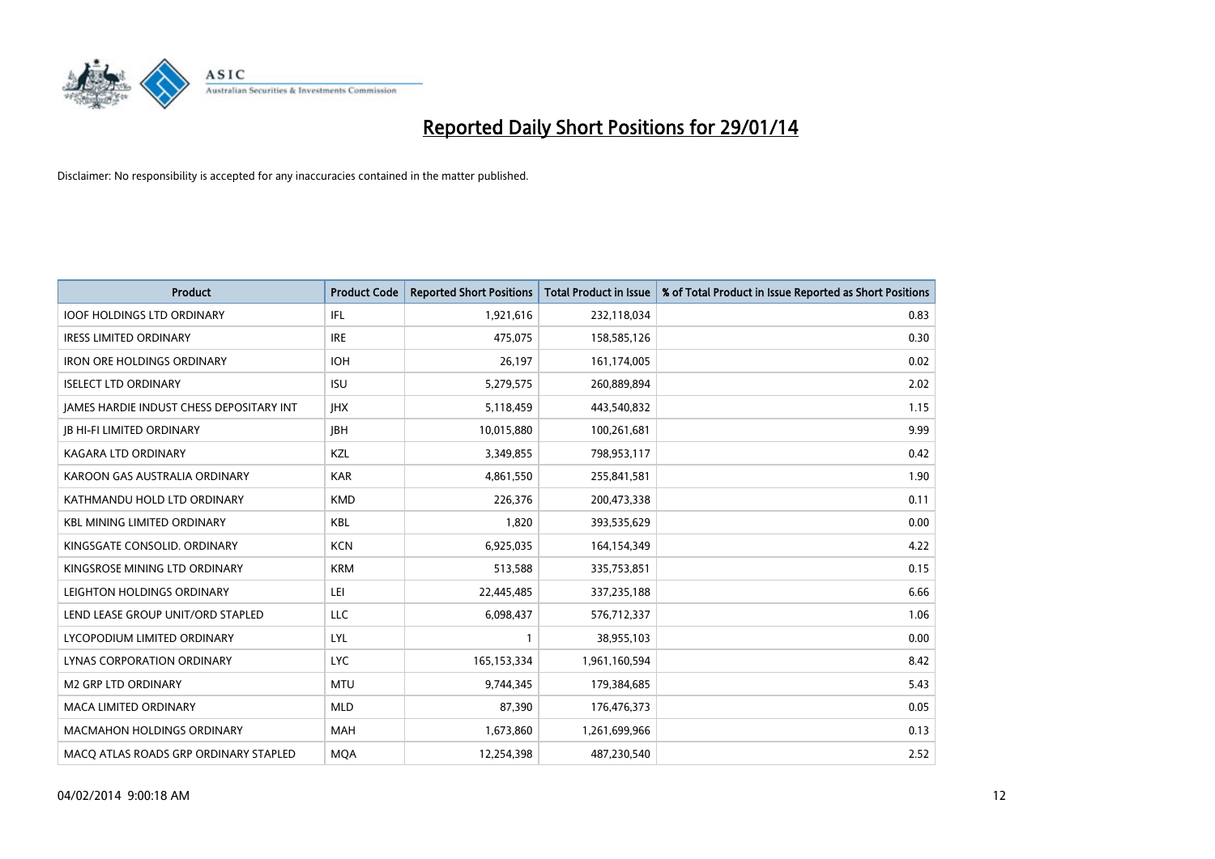# Reported Daily Short Positions for 29/01/14

Disclaimer: No responsibility is accepted for any inaccuracies contained in the matter published.

| Product | Product Code | Reported Short Positions | Total Product in Issue | % of Total Product in Issue Reported as Short Positions |
|---|---|---|---|---|
| IOOF HOLDINGS LTD ORDINARY | IFL | 1,921,616 | 232,118,034 | 0.83 |
| IRESS LIMITED ORDINARY | IRE | 475,075 | 158,585,126 | 0.30 |
| IRON ORE HOLDINGS ORDINARY | IOH | 26,197 | 161,174,005 | 0.02 |
| ISELECT LTD ORDINARY | ISU | 5,279,575 | 260,889,894 | 2.02 |
| JAMES HARDIE INDUST CHESS DEPOSITARY INT | JHX | 5,118,459 | 443,540,832 | 1.15 |
| JB HI-FI LIMITED ORDINARY | JBH | 10,015,880 | 100,261,681 | 9.99 |
| KAGARA LTD ORDINARY | KZL | 3,349,855 | 798,953,117 | 0.42 |
| KAROON GAS AUSTRALIA ORDINARY | KAR | 4,861,550 | 255,841,581 | 1.90 |
| KATHMANDU HOLD LTD ORDINARY | KMD | 226,376 | 200,473,338 | 0.11 |
| KBL MINING LIMITED ORDINARY | KBL | 1,820 | 393,535,629 | 0.00 |
| KINGSGATE CONSOLID. ORDINARY | KCN | 6,925,035 | 164,154,349 | 4.22 |
| KINGSROSE MINING LTD ORDINARY | KRM | 513,588 | 335,753,851 | 0.15 |
| LEIGHTON HOLDINGS ORDINARY | LEI | 22,445,485 | 337,235,188 | 6.66 |
| LEND LEASE GROUP UNIT/ORD STAPLED | LLC | 6,098,437 | 576,712,337 | 1.06 |
| LYCOPODIUM LIMITED ORDINARY | LYL | 1 | 38,955,103 | 0.00 |
| LYNAS CORPORATION ORDINARY | LYC | 165,153,334 | 1,961,160,594 | 8.42 |
| M2 GRP LTD ORDINARY | MTU | 9,744,345 | 179,384,685 | 5.43 |
| MACA LIMITED ORDINARY | MLD | 87,390 | 176,476,373 | 0.05 |
| MACMAHON HOLDINGS ORDINARY | MAH | 1,673,860 | 1,261,699,966 | 0.13 |
| MACQ ATLAS ROADS GRP ORDINARY STAPLED | MQA | 12,254,398 | 487,230,540 | 2.52 |

04/02/2014 9:00:18 AM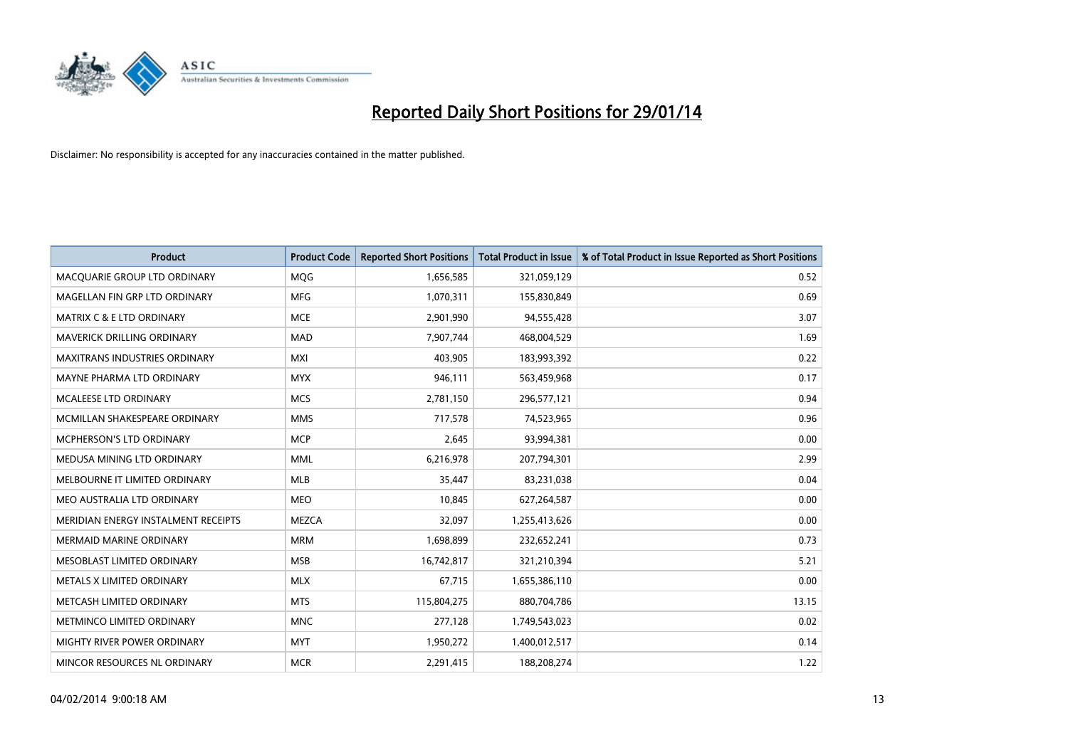# Reported Daily Short Positions for 29/01/14

Disclaimer: No responsibility is accepted for any inaccuracies contained in the matter published.

| Product | Product Code | Reported Short Positions | Total Product in Issue | % of Total Product in Issue Reported as Short Positions |
|---|---|---|---|---|
| MACQUARIE GROUP LTD ORDINARY | MQG | 1,656,585 | 321,059,129 | 0.52 |
| MAGELLAN FIN GRP LTD ORDINARY | MFG | 1,070,311 | 155,830,849 | 0.69 |
| MATRIX C & E LTD ORDINARY | MCE | 2,901,990 | 94,555,428 | 3.07 |
| MAVERICK DRILLING ORDINARY | MAD | 7,907,744 | 468,004,529 | 1.69 |
| MAXITRANS INDUSTRIES ORDINARY | MXI | 403,905 | 183,993,392 | 0.22 |
| MAYNE PHARMA LTD ORDINARY | MYX | 946,111 | 563,459,968 | 0.17 |
| MCALEESE LTD ORDINARY | MCS | 2,781,150 | 296,577,121 | 0.94 |
| MCMILLAN SHAKESPEARE ORDINARY | MMS | 717,578 | 74,523,965 | 0.96 |
| MCPHERSON'S LTD ORDINARY | MCP | 2,645 | 93,994,381 | 0.00 |
| MEDUSA MINING LTD ORDINARY | MML | 6,216,978 | 207,794,301 | 2.99 |
| MELBOURNE IT LIMITED ORDINARY | MLB | 35,447 | 83,231,038 | 0.04 |
| MEO AUSTRALIA LTD ORDINARY | MEO | 10,845 | 627,264,587 | 0.00 |
| MERIDIAN ENERGY INSTALMENT RECEIPTS | MEZCA | 32,097 | 1,255,413,626 | 0.00 |
| MERMAID MARINE ORDINARY | MRM | 1,698,899 | 232,652,241 | 0.73 |
| MESOBLAST LIMITED ORDINARY | MSB | 16,742,817 | 321,210,394 | 5.21 |
| METALS X LIMITED ORDINARY | MLX | 67,715 | 1,655,386,110 | 0.00 |
| METCASH LIMITED ORDINARY | MTS | 115,804,275 | 880,704,786 | 13.15 |
| METMINCO LIMITED ORDINARY | MNC | 277,128 | 1,749,543,023 | 0.02 |
| MIGHTY RIVER POWER ORDINARY | MYT | 1,950,272 | 1,400,012,517 | 0.14 |
| MINCOR RESOURCES NL ORDINARY | MCR | 2,291,415 | 188,208,274 | 1.22 |

04/02/2014 9:00:18 AM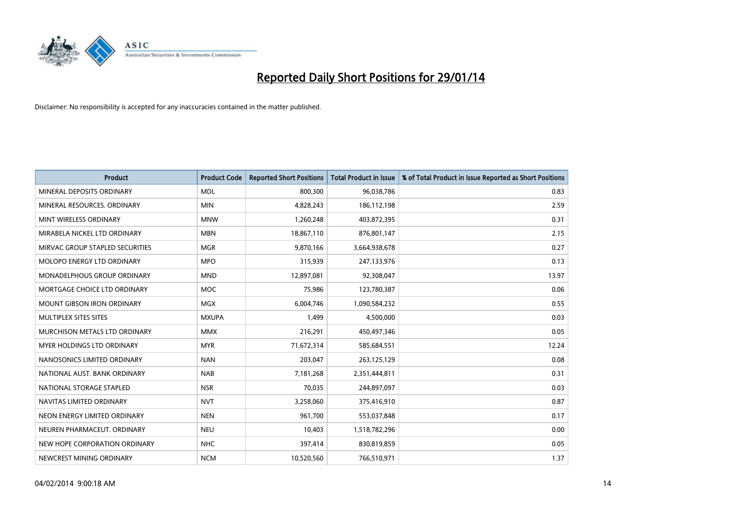# Reported Daily Short Positions for 29/01/14

Disclaimer: No responsibility is accepted for any inaccuracies contained in the matter published.

| Product | Product Code | Reported Short Positions | Total Product in Issue | % of Total Product in Issue Reported as Short Positions |
|---|---|---|---|---|
| MINERAL DEPOSITS ORDINARY | MDL | 800,300 | 96,038,786 | 0.83 |
| MINERAL RESOURCES. ORDINARY | MIN | 4,828,243 | 186,112,198 | 2.59 |
| MINT WIRELESS ORDINARY | MNW | 1,260,248 | 403,872,395 | 0.31 |
| MIRABELA NICKEL LTD ORDINARY | MBN | 18,867,110 | 876,801,147 | 2.15 |
| MIRVAC GROUP STAPLED SECURITIES | MGR | 9,870,166 | 3,664,938,678 | 0.27 |
| MOLOPO ENERGY LTD ORDINARY | MPO | 315,939 | 247,133,976 | 0.13 |
| MONADELPHOUS GROUP ORDINARY | MND | 12,897,081 | 92,308,047 | 13.97 |
| MORTGAGE CHOICE LTD ORDINARY | MOC | 75,986 | 123,780,387 | 0.06 |
| MOUNT GIBSON IRON ORDINARY | MGX | 6,004,746 | 1,090,584,232 | 0.55 |
| MULTIPLEX SITES SITES | MXUPA | 1,499 | 4,500,000 | 0.03 |
| MURCHISON METALS LTD ORDINARY | MMX | 216,291 | 450,497,346 | 0.05 |
| MYER HOLDINGS LTD ORDINARY | MYR | 71,672,314 | 585,684,551 | 12.24 |
| NANOSONICS LIMITED ORDINARY | NAN | 203,047 | 263,125,129 | 0.08 |
| NATIONAL AUST. BANK ORDINARY | NAB | 7,181,268 | 2,351,444,811 | 0.31 |
| NATIONAL STORAGE STAPLED | NSR | 70,035 | 244,897,097 | 0.03 |
| NAVITAS LIMITED ORDINARY | NVT | 3,258,060 | 375,416,910 | 0.87 |
| NEON ENERGY LIMITED ORDINARY | NEN | 961,700 | 553,037,848 | 0.17 |
| NEUREN PHARMACEUT. ORDINARY | NEU | 10,403 | 1,518,782,296 | 0.00 |
| NEW HOPE CORPORATION ORDINARY | NHC | 397,414 | 830,819,859 | 0.05 |
| NEWCREST MINING ORDINARY | NCM | 10,520,560 | 766,510,971 | 1.37 |

04/02/2014 9:00:18 AM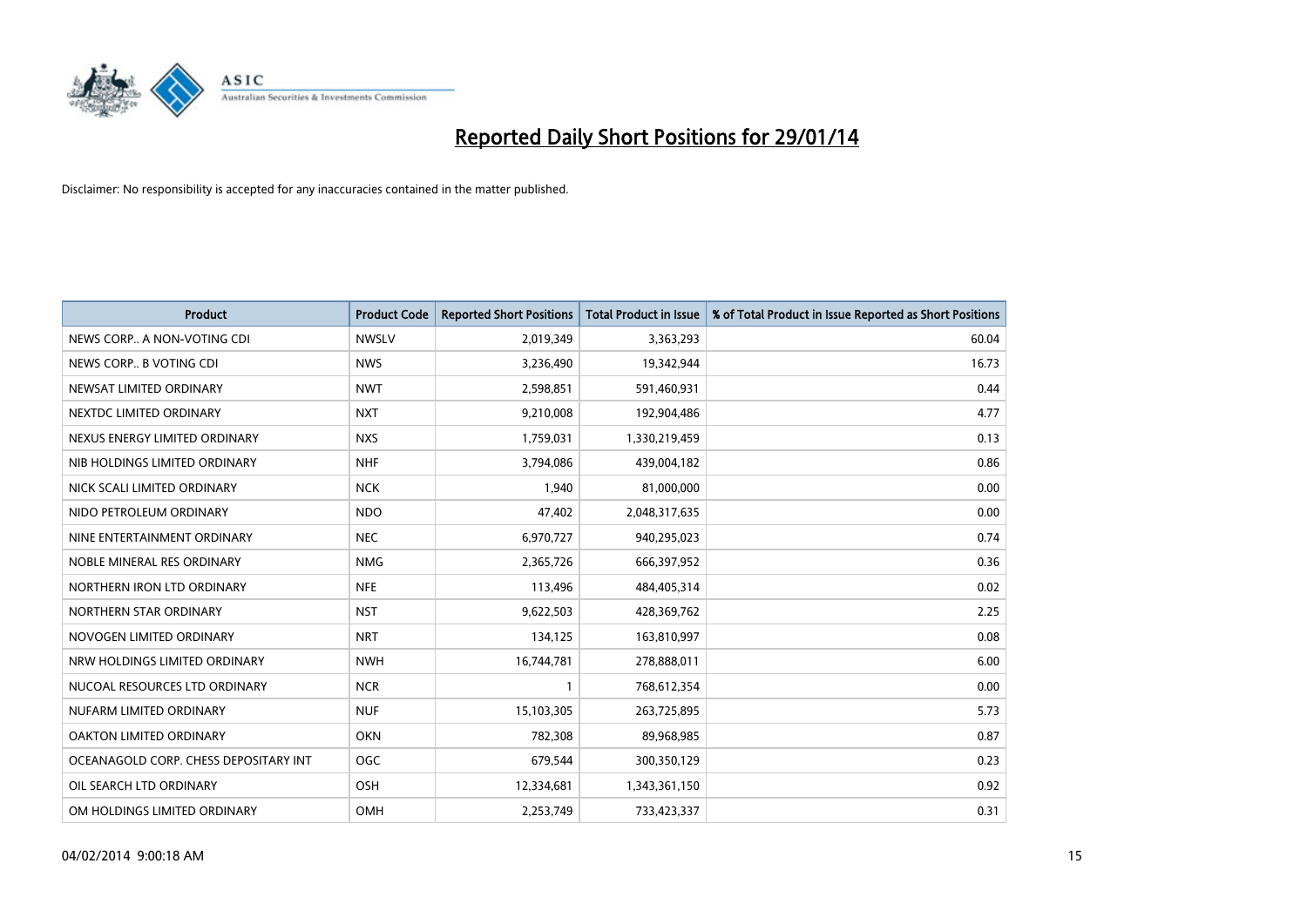# Reported Daily Short Positions for 29/01/14

Disclaimer: No responsibility is accepted for any inaccuracies contained in the matter published.

| Product | Product Code | Reported Short Positions | Total Product in Issue | % of Total Product in Issue Reported as Short Positions |
|---|---|---|---|---|
| NEWS CORP.. A NON-VOTING CDI | NWSLV | 2,019,349 | 3,363,293 | 60.04 |
| NEWS CORP.. B VOTING CDI | NWS | 3,236,490 | 19,342,944 | 16.73 |
| NEWSAT LIMITED ORDINARY | NWT | 2,598,851 | 591,460,931 | 0.44 |
| NEXTDC LIMITED ORDINARY | NXT | 9,210,008 | 192,904,486 | 4.77 |
| NEXUS ENERGY LIMITED ORDINARY | NXS | 1,759,031 | 1,330,219,459 | 0.13 |
| NIB HOLDINGS LIMITED ORDINARY | NHF | 3,794,086 | 439,004,182 | 0.86 |
| NICK SCALI LIMITED ORDINARY | NCK | 1,940 | 81,000,000 | 0.00 |
| NIDO PETROLEUM ORDINARY | NDO | 47,402 | 2,048,317,635 | 0.00 |
| NINE ENTERTAINMENT ORDINARY | NEC | 6,970,727 | 940,295,023 | 0.74 |
| NOBLE MINERAL RES ORDINARY | NMG | 2,365,726 | 666,397,952 | 0.36 |
| NORTHERN IRON LTD ORDINARY | NFE | 113,496 | 484,405,314 | 0.02 |
| NORTHERN STAR ORDINARY | NST | 9,622,503 | 428,369,762 | 2.25 |
| NOVOGEN LIMITED ORDINARY | NRT | 134,125 | 163,810,997 | 0.08 |
| NRW HOLDINGS LIMITED ORDINARY | NWH | 16,744,781 | 278,888,011 | 6.00 |
| NUCOAL RESOURCES LTD ORDINARY | NCR | 1 | 768,612,354 | 0.00 |
| NUFARM LIMITED ORDINARY | NUF | 15,103,305 | 263,725,895 | 5.73 |
| OAKTON LIMITED ORDINARY | OKN | 782,308 | 89,968,985 | 0.87 |
| OCEANAGOLD CORP. CHESS DEPOSITARY INT | OGC | 679,544 | 300,350,129 | 0.23 |
| OIL SEARCH LTD ORDINARY | OSH | 12,334,681 | 1,343,361,150 | 0.92 |
| OM HOLDINGS LIMITED ORDINARY | OMH | 2,253,749 | 733,423,337 | 0.31 |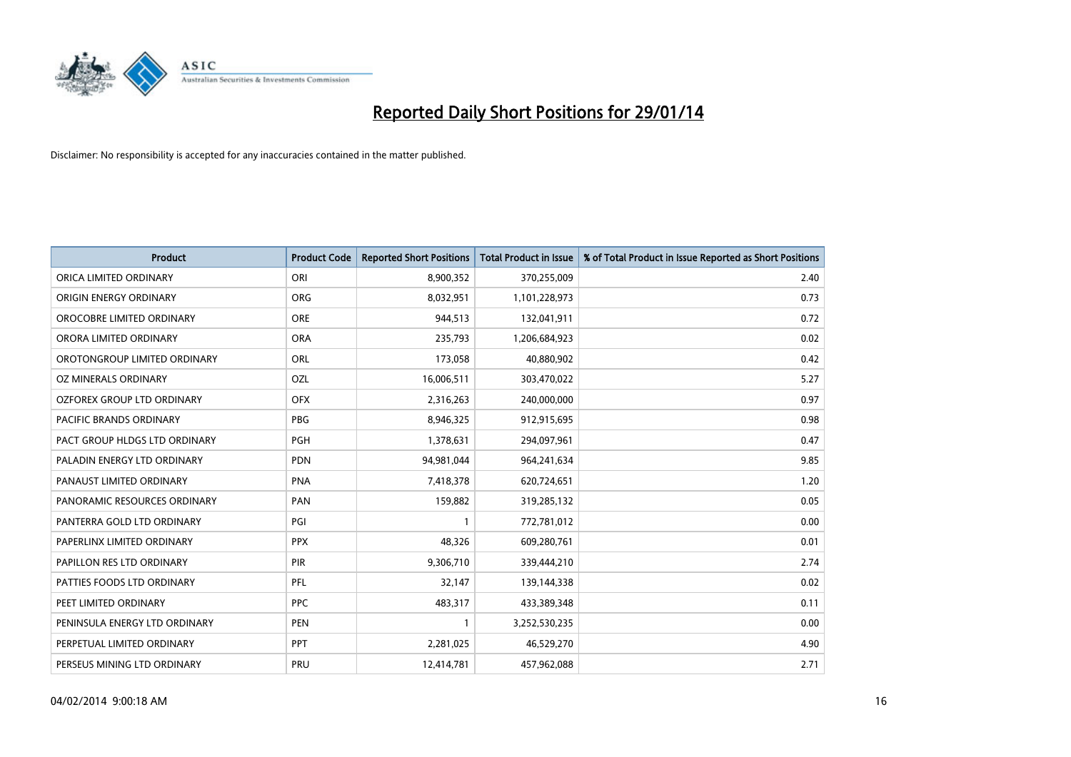# Reported Daily Short Positions for 29/01/14

Disclaimer: No responsibility is accepted for any inaccuracies contained in the matter published.

| Product | Product Code | Reported Short Positions | Total Product in Issue | % of Total Product in Issue Reported as Short Positions |
|---|---|---|---|---|
| ORICA LIMITED ORDINARY | ORI | 8,900,352 | 370,255,009 | 2.40 |
| ORIGIN ENERGY ORDINARY | ORG | 8,032,951 | 1,101,228,973 | 0.73 |
| OROCOBRE LIMITED ORDINARY | ORE | 944,513 | 132,041,911 | 0.72 |
| ORORA LIMITED ORDINARY | ORA | 235,793 | 1,206,684,923 | 0.02 |
| OROTONGROUP LIMITED ORDINARY | ORL | 173,058 | 40,880,902 | 0.42 |
| OZ MINERALS ORDINARY | OZL | 16,006,511 | 303,470,022 | 5.27 |
| OZFOREX GROUP LTD ORDINARY | OFX | 2,316,263 | 240,000,000 | 0.97 |
| PACIFIC BRANDS ORDINARY | PBG | 8,946,325 | 912,915,695 | 0.98 |
| PACT GROUP HLDGS LTD ORDINARY | PGH | 1,378,631 | 294,097,961 | 0.47 |
| PALADIN ENERGY LTD ORDINARY | PDN | 94,981,044 | 964,241,634 | 9.85 |
| PANAUST LIMITED ORDINARY | PNA | 7,418,378 | 620,724,651 | 1.20 |
| PANORAMIC RESOURCES ORDINARY | PAN | 159,882 | 319,285,132 | 0.05 |
| PANTERRA GOLD LTD ORDINARY | PGI | 1 | 772,781,012 | 0.00 |
| PAPERLINX LIMITED ORDINARY | PPX | 48,326 | 609,280,761 | 0.01 |
| PAPILLON RES LTD ORDINARY | PIR | 9,306,710 | 339,444,210 | 2.74 |
| PATTIES FOODS LTD ORDINARY | PFL | 32,147 | 139,144,338 | 0.02 |
| PEET LIMITED ORDINARY | PPC | 483,317 | 433,389,348 | 0.11 |
| PENINSULA ENERGY LTD ORDINARY | PEN | 1 | 3,252,530,235 | 0.00 |
| PERPETUAL LIMITED ORDINARY | PPT | 2,281,025 | 46,529,270 | 4.90 |
| PERSEUS MINING LTD ORDINARY | PRU | 12,414,781 | 457,962,088 | 2.71 |

04/02/2014 9:00:18 AM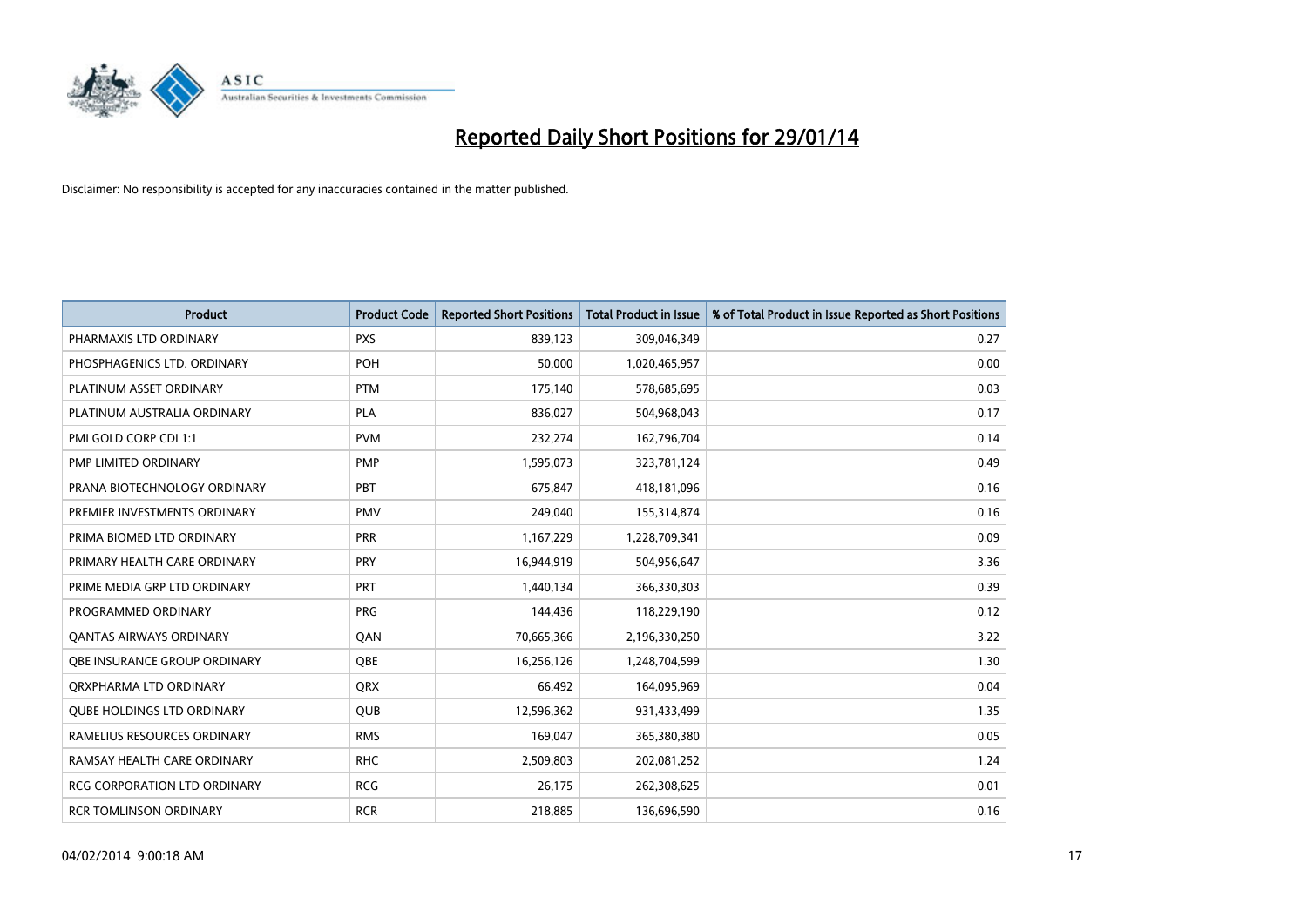# Reported Daily Short Positions for 29/01/14

Disclaimer: No responsibility is accepted for any inaccuracies contained in the matter published.

| Product | Product Code | Reported Short Positions | Total Product in Issue | % of Total Product in Issue Reported as Short Positions |
|---|---|---|---|---|
| PHARMAXIS LTD ORDINARY | PXS | 839,123 | 309,046,349 | 0.27 |
| PHOSPHAGENICS LTD. ORDINARY | POH | 50,000 | 1,020,465,957 | 0.00 |
| PLATINUM ASSET ORDINARY | PTM | 175,140 | 578,685,695 | 0.03 |
| PLATINUM AUSTRALIA ORDINARY | PLA | 836,027 | 504,968,043 | 0.17 |
| PMI GOLD CORP CDI 1:1 | PVM | 232,274 | 162,796,704 | 0.14 |
| PMP LIMITED ORDINARY | PMP | 1,595,073 | 323,781,124 | 0.49 |
| PRANA BIOTECHNOLOGY ORDINARY | PBT | 675,847 | 418,181,096 | 0.16 |
| PREMIER INVESTMENTS ORDINARY | PMV | 249,040 | 155,314,874 | 0.16 |
| PRIMA BIOMED LTD ORDINARY | PRR | 1,167,229 | 1,228,709,341 | 0.09 |
| PRIMARY HEALTH CARE ORDINARY | PRY | 16,944,919 | 504,956,647 | 3.36 |
| PRIME MEDIA GRP LTD ORDINARY | PRT | 1,440,134 | 366,330,303 | 0.39 |
| PROGRAMMED ORDINARY | PRG | 144,436 | 118,229,190 | 0.12 |
| QANTAS AIRWAYS ORDINARY | QAN | 70,665,366 | 2,196,330,250 | 3.22 |
| QBE INSURANCE GROUP ORDINARY | QBE | 16,256,126 | 1,248,704,599 | 1.30 |
| QRXPHARMA LTD ORDINARY | QRX | 66,492 | 164,095,969 | 0.04 |
| QUBE HOLDINGS LTD ORDINARY | QUB | 12,596,362 | 931,433,499 | 1.35 |
| RAMELIUS RESOURCES ORDINARY | RMS | 169,047 | 365,380,380 | 0.05 |
| RAMSAY HEALTH CARE ORDINARY | RHC | 2,509,803 | 202,081,252 | 1.24 |
| RCG CORPORATION LTD ORDINARY | RCG | 26,175 | 262,308,625 | 0.01 |
| RCR TOMLINSON ORDINARY | RCR | 218,885 | 136,696,590 | 0.16 |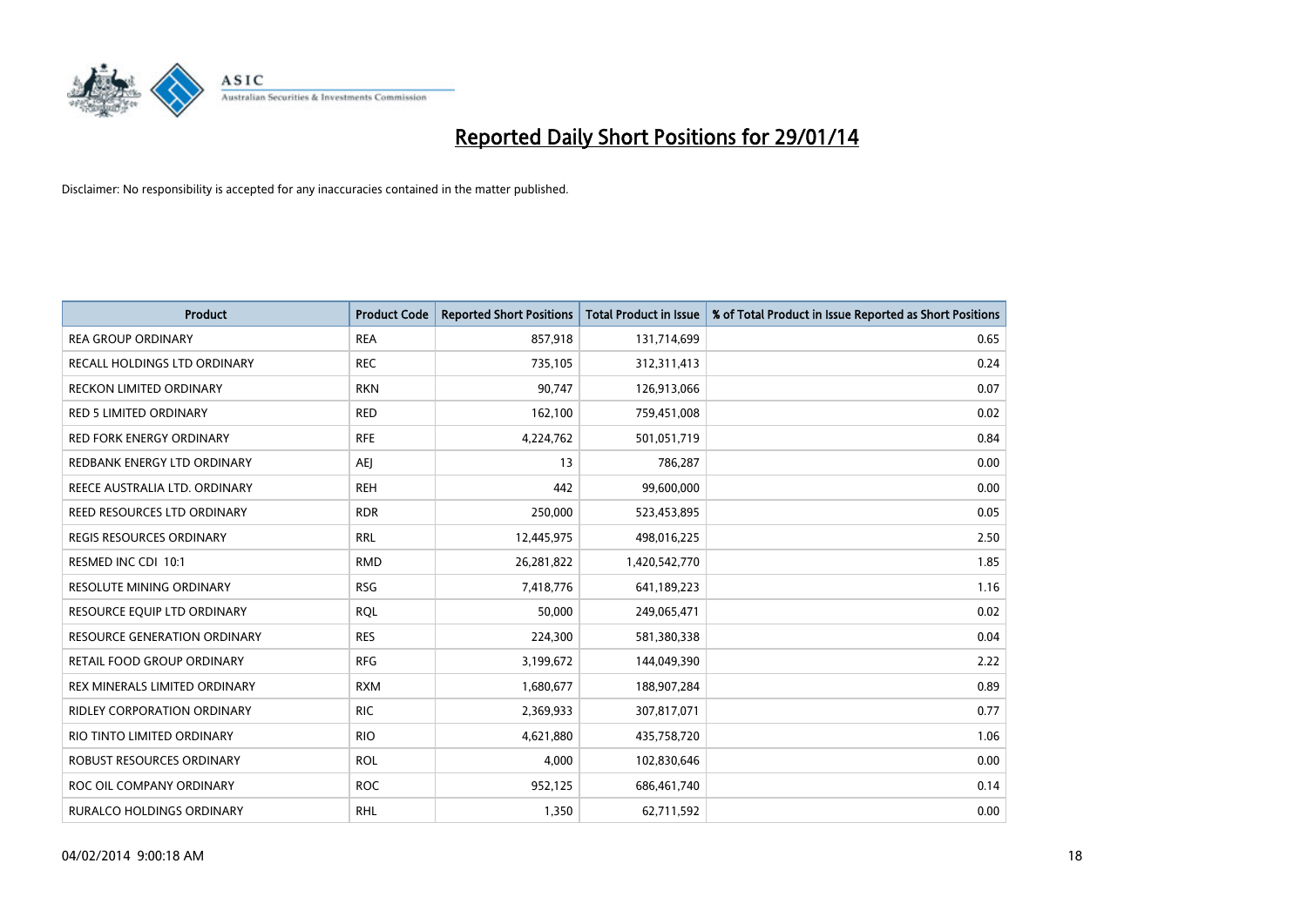# Reported Daily Short Positions for 29/01/14

Disclaimer: No responsibility is accepted for any inaccuracies contained in the matter published.

| Product | Product Code | Reported Short Positions | Total Product in Issue | % of Total Product in Issue Reported as Short Positions |
|---|---|---|---|---|
| REA GROUP ORDINARY | REA | 857,918 | 131,714,699 | 0.65 |
| RECALL HOLDINGS LTD ORDINARY | REC | 735,105 | 312,311,413 | 0.24 |
| RECKON LIMITED ORDINARY | RKN | 90,747 | 126,913,066 | 0.07 |
| RED 5 LIMITED ORDINARY | RED | 162,100 | 759,451,008 | 0.02 |
| RED FORK ENERGY ORDINARY | RFE | 4,224,762 | 501,051,719 | 0.84 |
| REDBANK ENERGY LTD ORDINARY | AEJ | 13 | 786,287 | 0.00 |
| REECE AUSTRALIA LTD. ORDINARY | REH | 442 | 99,600,000 | 0.00 |
| REED RESOURCES LTD ORDINARY | RDR | 250,000 | 523,453,895 | 0.05 |
| REGIS RESOURCES ORDINARY | RRL | 12,445,975 | 498,016,225 | 2.50 |
| RESMED INC CDI 10:1 | RMD | 26,281,822 | 1,420,542,770 | 1.85 |
| RESOLUTE MINING ORDINARY | RSG | 7,418,776 | 641,189,223 | 1.16 |
| RESOURCE EQUIP LTD ORDINARY | RQL | 50,000 | 249,065,471 | 0.02 |
| RESOURCE GENERATION ORDINARY | RES | 224,300 | 581,380,338 | 0.04 |
| RETAIL FOOD GROUP ORDINARY | RFG | 3,199,672 | 144,049,390 | 2.22 |
| REX MINERALS LIMITED ORDINARY | RXM | 1,680,677 | 188,907,284 | 0.89 |
| RIDLEY CORPORATION ORDINARY | RIC | 2,369,933 | 307,817,071 | 0.77 |
| RIO TINTO LIMITED ORDINARY | RIO | 4,621,880 | 435,758,720 | 1.06 |
| ROBUST RESOURCES ORDINARY | ROL | 4,000 | 102,830,646 | 0.00 |
| ROC OIL COMPANY ORDINARY | ROC | 952,125 | 686,461,740 | 0.14 |
| RURALCO HOLDINGS ORDINARY | RHL | 1,350 | 62,711,592 | 0.00 |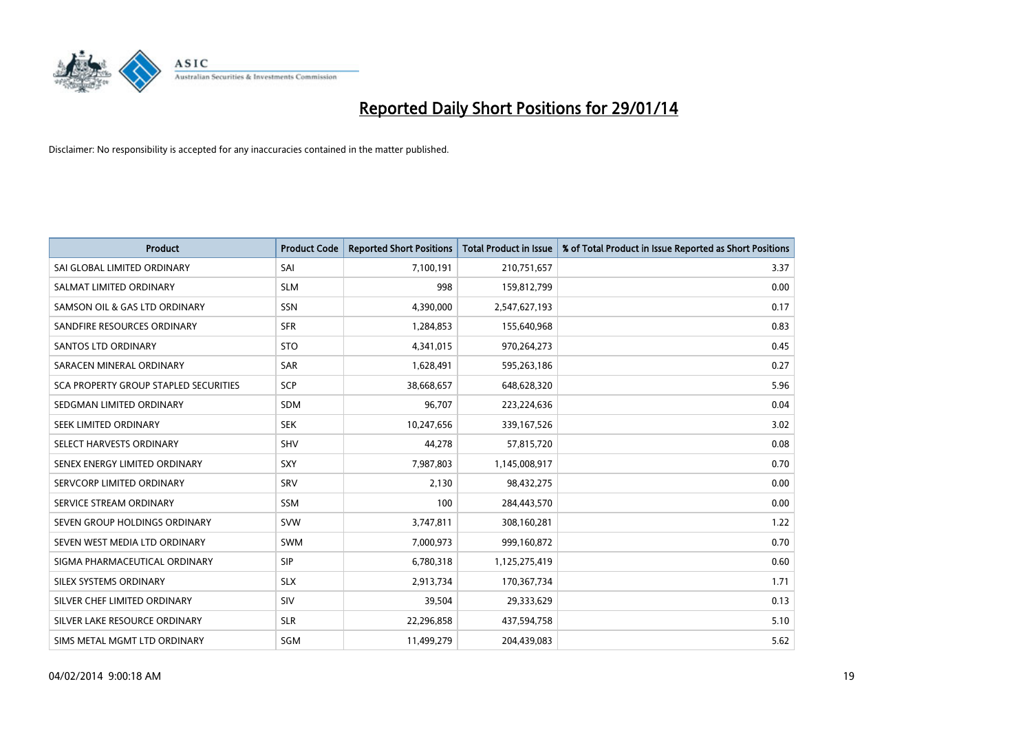# Reported Daily Short Positions for 29/01/14

Disclaimer: No responsibility is accepted for any inaccuracies contained in the matter published.

| Product | Product Code | Reported Short Positions | Total Product in Issue | % of Total Product in Issue Reported as Short Positions |
|---|---|---|---|---|
| SAI GLOBAL LIMITED ORDINARY | SAI | 7,100,191 | 210,751,657 | 3.37 |
| SALMAT LIMITED ORDINARY | SLM | 998 | 159,812,799 | 0.00 |
| SAMSON OIL & GAS LTD ORDINARY | SSN | 4,390,000 | 2,547,627,193 | 0.17 |
| SANDFIRE RESOURCES ORDINARY | SFR | 1,284,853 | 155,640,968 | 0.83 |
| SANTOS LTD ORDINARY | STO | 4,341,015 | 970,264,273 | 0.45 |
| SARACEN MINERAL ORDINARY | SAR | 1,628,491 | 595,263,186 | 0.27 |
| SCA PROPERTY GROUP STAPLED SECURITIES | SCP | 38,668,657 | 648,628,320 | 5.96 |
| SEDGMAN LIMITED ORDINARY | SDM | 96,707 | 223,224,636 | 0.04 |
| SEEK LIMITED ORDINARY | SEK | 10,247,656 | 339,167,526 | 3.02 |
| SELECT HARVESTS ORDINARY | SHV | 44,278 | 57,815,720 | 0.08 |
| SENEX ENERGY LIMITED ORDINARY | SXY | 7,987,803 | 1,145,008,917 | 0.70 |
| SERVCORP LIMITED ORDINARY | SRV | 2,130 | 98,432,275 | 0.00 |
| SERVICE STREAM ORDINARY | SSM | 100 | 284,443,570 | 0.00 |
| SEVEN GROUP HOLDINGS ORDINARY | SVW | 3,747,811 | 308,160,281 | 1.22 |
| SEVEN WEST MEDIA LTD ORDINARY | SWM | 7,000,973 | 999,160,872 | 0.70 |
| SIGMA PHARMACEUTICAL ORDINARY | SIP | 6,780,318 | 1,125,275,419 | 0.60 |
| SILEX SYSTEMS ORDINARY | SLX | 2,913,734 | 170,367,734 | 1.71 |
| SILVER CHEF LIMITED ORDINARY | SIV | 39,504 | 29,333,629 | 0.13 |
| SILVER LAKE RESOURCE ORDINARY | SLR | 22,296,858 | 437,594,758 | 5.10 |
| SIMS METAL MGMT LTD ORDINARY | SGM | 11,499,279 | 204,439,083 | 5.62 |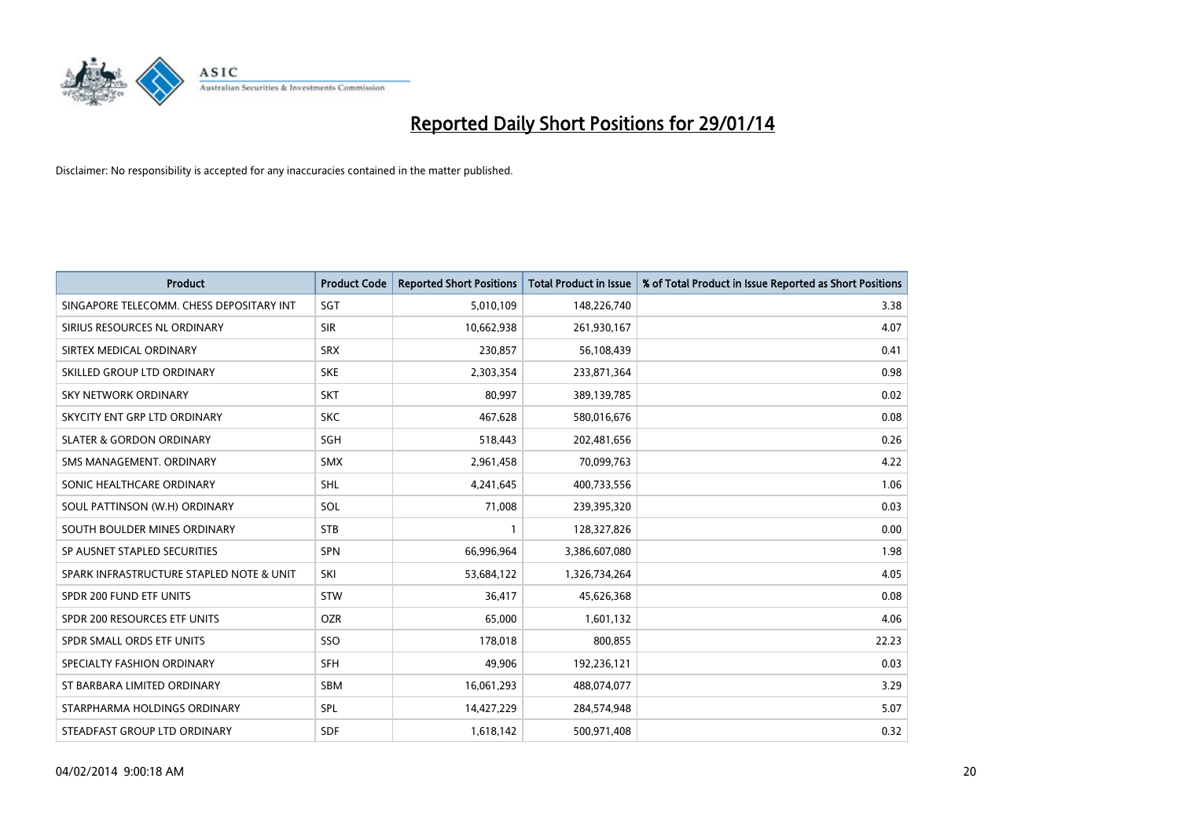# Reported Daily Short Positions for 29/01/14

Disclaimer: No responsibility is accepted for any inaccuracies contained in the matter published.

| Product | Product Code | Reported Short Positions | Total Product in Issue | % of Total Product in Issue Reported as Short Positions |
|---|---|---|---|---|
| SINGAPORE TELECOMM. CHESS DEPOSITARY INT | SGT | 5,010,109 | 148,226,740 | 3.38 |
| SIRIUS RESOURCES NL ORDINARY | SIR | 10,662,938 | 261,930,167 | 4.07 |
| SIRTEX MEDICAL ORDINARY | SRX | 230,857 | 56,108,439 | 0.41 |
| SKILLED GROUP LTD ORDINARY | SKE | 2,303,354 | 233,871,364 | 0.98 |
| SKY NETWORK ORDINARY | SKT | 80,997 | 389,139,785 | 0.02 |
| SKYCITY ENT GRP LTD ORDINARY | SKC | 467,628 | 580,016,676 | 0.08 |
| SLATER & GORDON ORDINARY | SGH | 518,443 | 202,481,656 | 0.26 |
| SMS MANAGEMENT. ORDINARY | SMX | 2,961,458 | 70,099,763 | 4.22 |
| SONIC HEALTHCARE ORDINARY | SHL | 4,241,645 | 400,733,556 | 1.06 |
| SOUL PATTINSON (W.H) ORDINARY | SOL | 71,008 | 239,395,320 | 0.03 |
| SOUTH BOULDER MINES ORDINARY | STB | 1 | 128,327,826 | 0.00 |
| SP AUSNET STAPLED SECURITIES | SPN | 66,996,964 | 3,386,607,080 | 1.98 |
| SPARK INFRASTRUCTURE STAPLED NOTE & UNIT | SKI | 53,684,122 | 1,326,734,264 | 4.05 |
| SPDR 200 FUND ETF UNITS | STW | 36,417 | 45,626,368 | 0.08 |
| SPDR 200 RESOURCES ETF UNITS | OZR | 65,000 | 1,601,132 | 4.06 |
| SPDR SMALL ORDS ETF UNITS | SSO | 178,018 | 800,855 | 22.23 |
| SPECIALTY FASHION ORDINARY | SFH | 49,906 | 192,236,121 | 0.03 |
| ST BARBARA LIMITED ORDINARY | SBM | 16,061,293 | 488,074,077 | 3.29 |
| STARPHARMA HOLDINGS ORDINARY | SPL | 14,427,229 | 284,574,948 | 5.07 |
| STEADFAST GROUP LTD ORDINARY | SDF | 1,618,142 | 500,971,408 | 0.32 |

04/02/2014 9:00:18 AM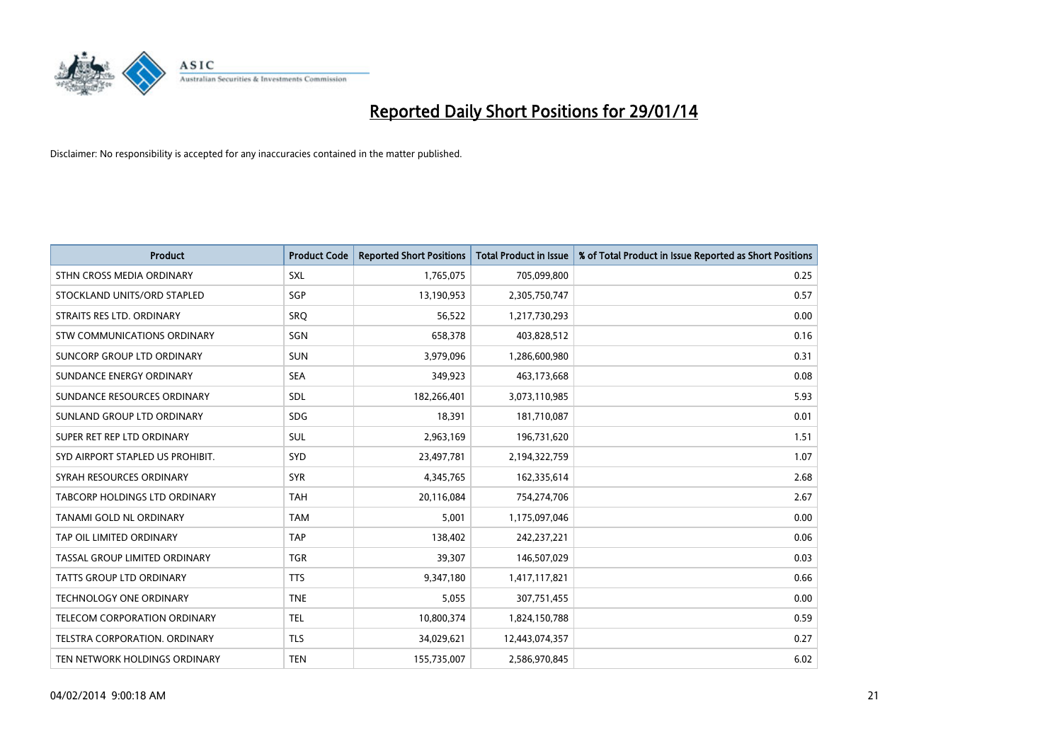# Reported Daily Short Positions for 29/01/14

Disclaimer: No responsibility is accepted for any inaccuracies contained in the matter published.

| Product | Product Code | Reported Short Positions | Total Product in Issue | % of Total Product in Issue Reported as Short Positions |
|---|---|---|---|---|
| STHN CROSS MEDIA ORDINARY | SXL | 1,765,075 | 705,099,800 | 0.25 |
| STOCKLAND UNITS/ORD STAPLED | SGP | 13,190,953 | 2,305,750,747 | 0.57 |
| STRAITS RES LTD. ORDINARY | SRQ | 56,522 | 1,217,730,293 | 0.00 |
| STW COMMUNICATIONS ORDINARY | SGN | 658,378 | 403,828,512 | 0.16 |
| SUNCORP GROUP LTD ORDINARY | SUN | 3,979,096 | 1,286,600,980 | 0.31 |
| SUNDANCE ENERGY ORDINARY | SEA | 349,923 | 463,173,668 | 0.08 |
| SUNDANCE RESOURCES ORDINARY | SDL | 182,266,401 | 3,073,110,985 | 5.93 |
| SUNLAND GROUP LTD ORDINARY | SDG | 18,391 | 181,710,087 | 0.01 |
| SUPER RET REP LTD ORDINARY | SUL | 2,963,169 | 196,731,620 | 1.51 |
| SYD AIRPORT STAPLED US PROHIBIT. | SYD | 23,497,781 | 2,194,322,759 | 1.07 |
| SYRAH RESOURCES ORDINARY | SYR | 4,345,765 | 162,335,614 | 2.68 |
| TABCORP HOLDINGS LTD ORDINARY | TAH | 20,116,084 | 754,274,706 | 2.67 |
| TANAMI GOLD NL ORDINARY | TAM | 5,001 | 1,175,097,046 | 0.00 |
| TAP OIL LIMITED ORDINARY | TAP | 138,402 | 242,237,221 | 0.06 |
| TASSAL GROUP LIMITED ORDINARY | TGR | 39,307 | 146,507,029 | 0.03 |
| TATTS GROUP LTD ORDINARY | TTS | 9,347,180 | 1,417,117,821 | 0.66 |
| TECHNOLOGY ONE ORDINARY | TNE | 5,055 | 307,751,455 | 0.00 |
| TELECOM CORPORATION ORDINARY | TEL | 10,800,374 | 1,824,150,788 | 0.59 |
| TELSTRA CORPORATION. ORDINARY | TLS | 34,029,621 | 12,443,074,357 | 0.27 |
| TEN NETWORK HOLDINGS ORDINARY | TEN | 155,735,007 | 2,586,970,845 | 6.02 |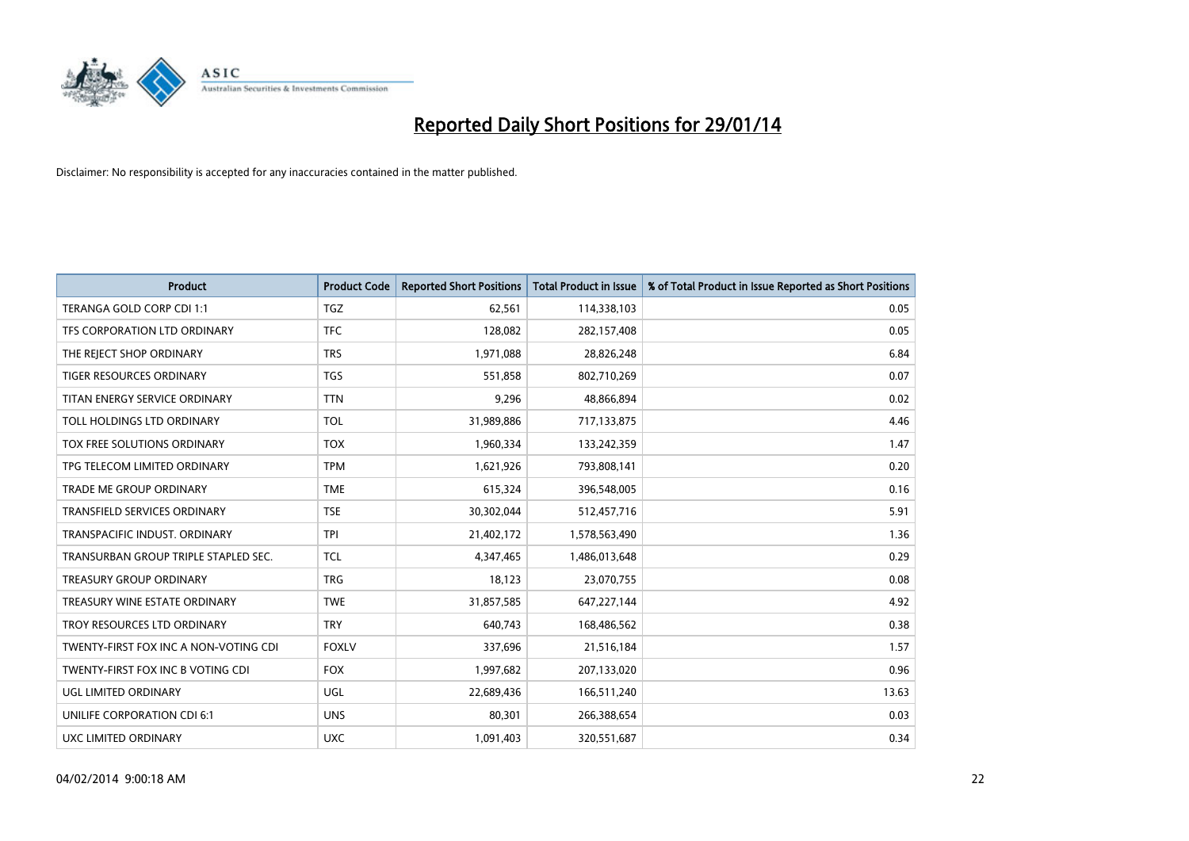# Reported Daily Short Positions for 29/01/14

Disclaimer: No responsibility is accepted for any inaccuracies contained in the matter published.

| Product | Product Code | Reported Short Positions | Total Product in Issue | % of Total Product in Issue Reported as Short Positions |
|---|---|---|---|---|
| TERANGA GOLD CORP CDI 1:1 | TGZ | 62,561 | 114,338,103 | 0.05 |
| TFS CORPORATION LTD ORDINARY | TFC | 128,082 | 282,157,408 | 0.05 |
| THE REJECT SHOP ORDINARY | TRS | 1,971,088 | 28,826,248 | 6.84 |
| TIGER RESOURCES ORDINARY | TGS | 551,858 | 802,710,269 | 0.07 |
| TITAN ENERGY SERVICE ORDINARY | TTN | 9,296 | 48,866,894 | 0.02 |
| TOLL HOLDINGS LTD ORDINARY | TOL | 31,989,886 | 717,133,875 | 4.46 |
| TOX FREE SOLUTIONS ORDINARY | TOX | 1,960,334 | 133,242,359 | 1.47 |
| TPG TELECOM LIMITED ORDINARY | TPM | 1,621,926 | 793,808,141 | 0.20 |
| TRADE ME GROUP ORDINARY | TME | 615,324 | 396,548,005 | 0.16 |
| TRANSFIELD SERVICES ORDINARY | TSE | 30,302,044 | 512,457,716 | 5.91 |
| TRANSPACIFIC INDUST. ORDINARY | TPI | 21,402,172 | 1,578,563,490 | 1.36 |
| TRANSURBAN GROUP TRIPLE STAPLED SEC. | TCL | 4,347,465 | 1,486,013,648 | 0.29 |
| TREASURY GROUP ORDINARY | TRG | 18,123 | 23,070,755 | 0.08 |
| TREASURY WINE ESTATE ORDINARY | TWE | 31,857,585 | 647,227,144 | 4.92 |
| TROY RESOURCES LTD ORDINARY | TRY | 640,743 | 168,486,562 | 0.38 |
| TWENTY-FIRST FOX INC A NON-VOTING CDI | FOXLV | 337,696 | 21,516,184 | 1.57 |
| TWENTY-FIRST FOX INC B VOTING CDI | FOX | 1,997,682 | 207,133,020 | 0.96 |
| UGL LIMITED ORDINARY | UGL | 22,689,436 | 166,511,240 | 13.63 |
| UNILIFE CORPORATION CDI 6:1 | UNS | 80,301 | 266,388,654 | 0.03 |
| UXC LIMITED ORDINARY | UXC | 1,091,403 | 320,551,687 | 0.34 |

04/02/2014 9:00:18 AM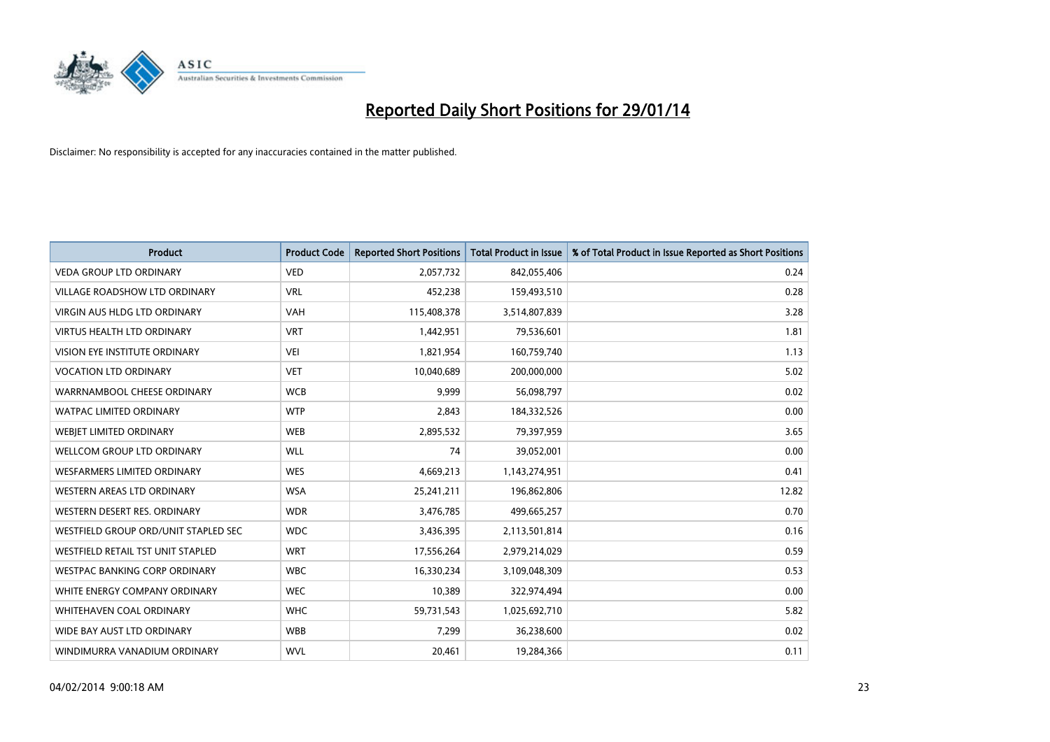# Reported Daily Short Positions for 29/01/14

Disclaimer: No responsibility is accepted for any inaccuracies contained in the matter published.

| Product | Product Code | Reported Short Positions | Total Product in Issue | % of Total Product in Issue Reported as Short Positions |
|---|---|---|---|---|
| VEDA GROUP LTD ORDINARY | VED | 2,057,732 | 842,055,406 | 0.24 |
| VILLAGE ROADSHOW LTD ORDINARY | VRL | 452,238 | 159,493,510 | 0.28 |
| VIRGIN AUS HLDG LTD ORDINARY | VAH | 115,408,378 | 3,514,807,839 | 3.28 |
| VIRTUS HEALTH LTD ORDINARY | VRT | 1,442,951 | 79,536,601 | 1.81 |
| VISION EYE INSTITUTE ORDINARY | VEI | 1,821,954 | 160,759,740 | 1.13 |
| VOCATION LTD ORDINARY | VET | 10,040,689 | 200,000,000 | 5.02 |
| WARRNAMBOOL CHEESE ORDINARY | WCB | 9,999 | 56,098,797 | 0.02 |
| WATPAC LIMITED ORDINARY | WTP | 2,843 | 184,332,526 | 0.00 |
| WEBJET LIMITED ORDINARY | WEB | 2,895,532 | 79,397,959 | 3.65 |
| WELLCOM GROUP LTD ORDINARY | WLL | 74 | 39,052,001 | 0.00 |
| WESFARMERS LIMITED ORDINARY | WES | 4,669,213 | 1,143,274,951 | 0.41 |
| WESTERN AREAS LTD ORDINARY | WSA | 25,241,211 | 196,862,806 | 12.82 |
| WESTERN DESERT RES. ORDINARY | WDR | 3,476,785 | 499,665,257 | 0.70 |
| WESTFIELD GROUP ORD/UNIT STAPLED SEC | WDC | 3,436,395 | 2,113,501,814 | 0.16 |
| WESTFIELD RETAIL TST UNIT STAPLED | WRT | 17,556,264 | 2,979,214,029 | 0.59 |
| WESTPAC BANKING CORP ORDINARY | WBC | 16,330,234 | 3,109,048,309 | 0.53 |
| WHITE ENERGY COMPANY ORDINARY | WEC | 10,389 | 322,974,494 | 0.00 |
| WHITEHAVEN COAL ORDINARY | WHC | 59,731,543 | 1,025,692,710 | 5.82 |
| WIDE BAY AUST LTD ORDINARY | WBB | 7,299 | 36,238,600 | 0.02 |
| WINDIMURRA VANADIUM ORDINARY | WVL | 20,461 | 19,284,366 | 0.11 |

04/02/2014 9:00:18 AM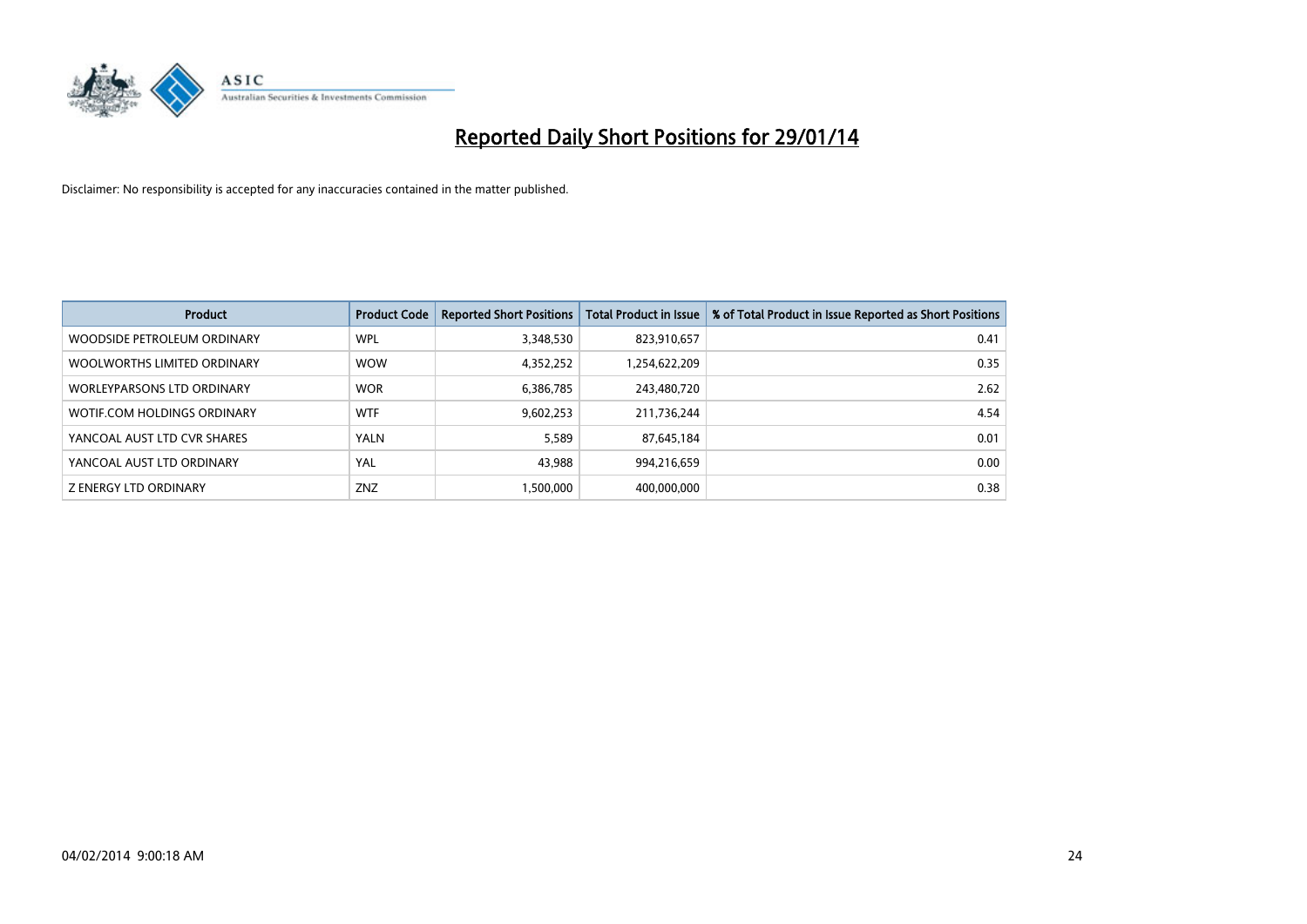# Reported Daily Short Positions for 29/01/14

Disclaimer: No responsibility is accepted for any inaccuracies contained in the matter published.

| Product | Product Code | Reported Short Positions | Total Product in Issue | % of Total Product in Issue Reported as Short Positions |
|---|---|---|---|---|
| WOODSIDE PETROLEUM ORDINARY | WPL | 3,348,530 | 823,910,657 | 0.41 |
| WOOLWORTHS LIMITED ORDINARY | WOW | 4,352,252 | 1,254,622,209 | 0.35 |
| WORLEYPARSONS LTD ORDINARY | WOR | 6,386,785 | 243,480,720 | 2.62 |
| WOTIF.COM HOLDINGS ORDINARY | WTF | 9,602,253 | 211,736,244 | 4.54 |
| YANCOAL AUST LTD CVR SHARES | YALN | 5,589 | 87,645,184 | 0.01 |
| YANCOAL AUST LTD ORDINARY | YAL | 43,988 | 994,216,659 | 0.00 |
| Z ENERGY LTD ORDINARY | ZNZ | 1,500,000 | 400,000,000 | 0.38 |

04/02/2014 9:00:18 AM